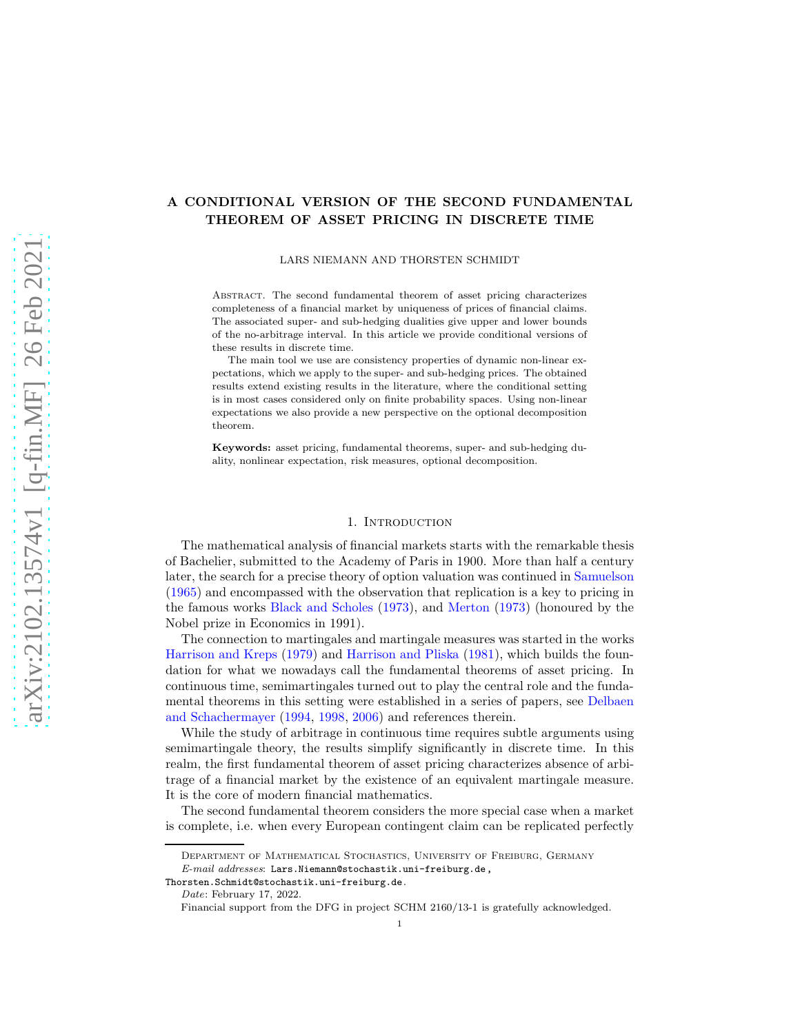# A CONDITIONAL VERSION OF THE SECOND FUNDAMENTAL THEOREM OF ASSET PRICING IN DISCRETE TIME

LARS NIEMANN AND THORSTEN SCHMIDT

Abstract. The second fundamental theorem of asset pricing characterizes completeness of a financial market by uniqueness of prices of financial claims. The associated super- and sub-hedging dualities give upper and lower bounds of the no-arbitrage interval. In this article we provide conditional versions of these results in discrete time.

The main tool we use are consistency properties of dynamic non-linear expectations, which we apply to the super- and sub-hedging prices. The obtained results extend existing results in the literature, where the conditional setting is in most cases considered only on finite probability spaces. Using non-linear expectations we also provide a new perspective on the optional decomposition theorem.

**Keywords:** asset pricing, fundamental theorems, super- and sub-hedging duality, nonlinear expectation, risk measures, optional decomposition.

## 1. Introduction

The mathematical analysis of financial markets starts with the remarkable thesis of Bachelier, submitted to the Academy of Paris in 1900. More than half a century later, the search for a precise theory of option valuation was continued in Samuelson (1965) and encompassed with the observation that replication is a key to pricing in the famous works Black and Scholes (1973), and Merton (1973) (honoured by the Nobel prize in Economics in 1991).

The connection to martingales and martingale measures was started in the works Harrison and Kreps (1979) and Harrison and Pliska (1981), which builds the foundation for what we nowadays call the fundamental theorems of asset pricing. In continuous time, semimartingales turned out to play the central role and the fundamental theorems in this setting were established in a series of papers, see Delbaen and Schachermayer (1994, 1998, 2006) and references therein.

While the study of arbitrage in continuous time requires subtle arguments using semimartingale theory, the results simplify significantly in discrete time. In this realm, the first fundamental theorem of asset pricing characterizes absence of arbitrage of a financial market by the existence of an equivalent martingale measure. It is the core of modern financial mathematics.

The second fundamental theorem considers the more special case when a market is complete, i.e. when every European contingent claim can be replicated perfectly

---

Department of Mathematical Stochastics, University of Freiburg, Germany
*E-mail addresses*: Lars.Niemann@stochastik.uni-freiburg.de, Thorsten.Schmidt@stochastik.uni-freiburg.de.

*Date*: February 17, 2022.

Financial support from the DFG in project SCHM 2160/13-1 is gratefully acknowledged.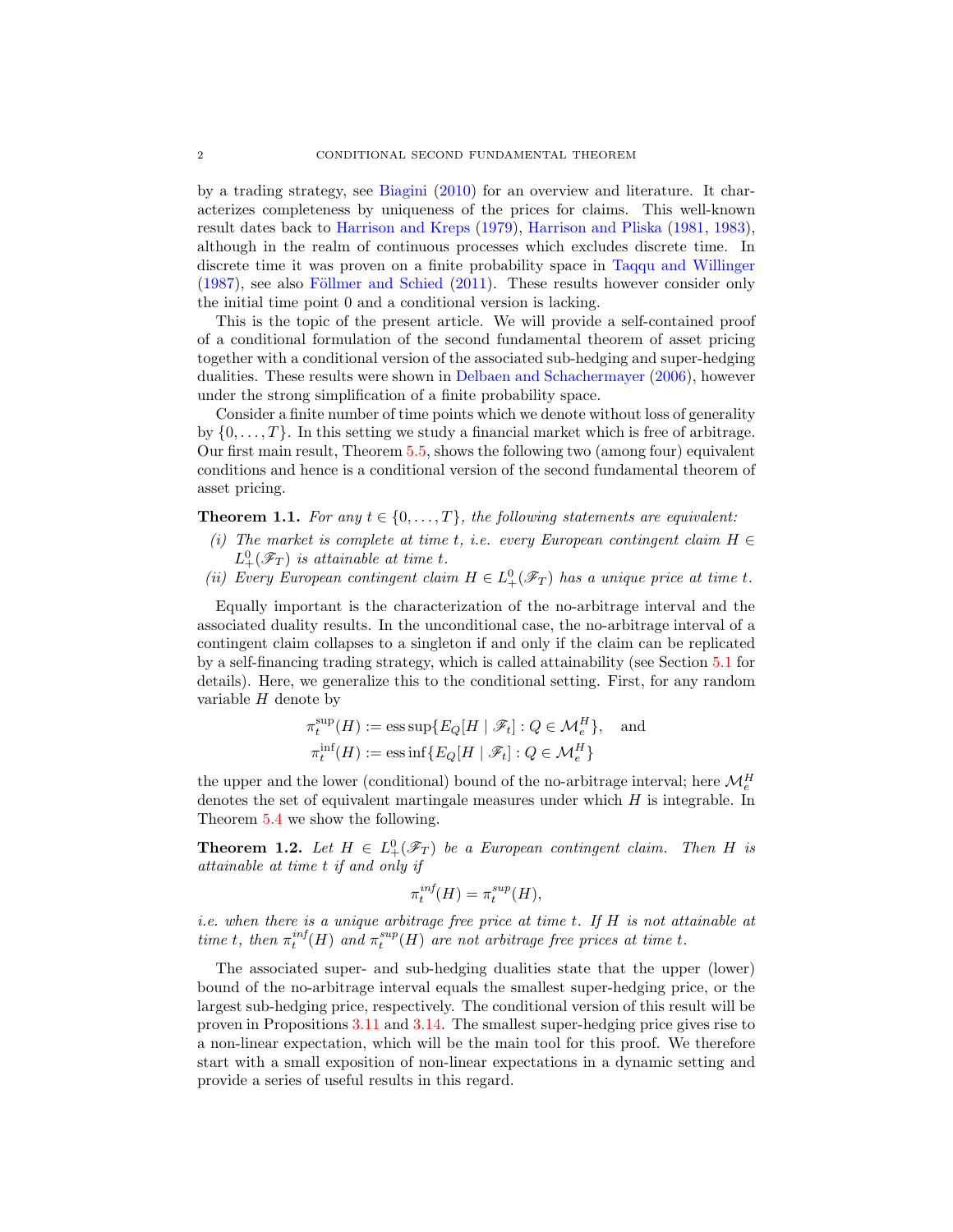by a trading strategy, see Biagini (2010) for an overview and literature. It characterizes completeness by uniqueness of the prices for claims. This well-known result dates back to Harrison and Kreps (1979), Harrison and Pliska (1981, 1983), although in the realm of continuous processes which excludes discrete time. In discrete time it was proven on a finite probability space in Taqqu and Willinger (1987), see also Föllmer and Schied (2011). These results however consider only the initial time point 0 and a conditional version is lacking.

This is the topic of the present article. We will provide a self-contained proof of a conditional formulation of the second fundamental theorem of asset pricing together with a conditional version of the associated sub-hedging and super-hedging dualities. These results were shown in Delbaen and Schachermayer (2006), however under the strong simplification of a finite probability space.

Consider a finite number of time points which we denote without loss of generality by $\{0, \dots, T\}$. In this setting we study a financial market which is free of arbitrage. Our first main result, Theorem 5.5, shows the following two (among four) equivalent conditions and hence is a conditional version of the second fundamental theorem of asset pricing.

**Theorem 1.1.** *For any $t \in \{0, \dots, T\}$, the following statements are equivalent:*

*(i) The market is complete at time $t$, i.e. every European contingent claim $H \in L^0_+(\mathscr{F}_T)$ is attainable at time $t$.*
*(ii) Every European contingent claim $H \in L^0_+(\mathscr{F}_T)$ has a unique price at time $t$.*

Equally important is the characterization of the no-arbitrage interval and the associated duality results. In the unconditional case, the no-arbitrage interval of a contingent claim collapses to a singleton if and only if the claim can be replicated by a self-financing trading strategy, which is called attainability (see Section 5.1 for details). Here, we generalize this to the conditional setting. First, for any random variable $H$ denote by

$$\pi_t^{\sup}(H) := \operatorname{ess\,sup}\{E_Q[H \mid \mathscr{F}_t] : Q \in \mathcal{M}_e^H\}, \quad \text{and}$$
$$\pi_t^{\inf}(H) := \operatorname{ess\,inf}\{E_Q[H \mid \mathscr{F}_t] : Q \in \mathcal{M}_e^H\}$$

the upper and the lower (conditional) bound of the no-arbitrage interval; here $\mathcal{M}_e^H$ denotes the set of equivalent martingale measures under which $H$ is integrable. In Theorem 5.4 we show the following.

**Theorem 1.2.** *Let $H \in L^0_+(\mathscr{F}_T)$ be a European contingent claim. Then $H$ is attainable at time $t$ if and only if*

$$\pi_t^{inf}(H) = \pi_t^{sup}(H),$$

*i.e. when there is a unique arbitrage free price at time $t$. If $H$ is not attainable at time $t$, then $\pi_t^{inf}(H)$ and $\pi_t^{sup}(H)$ are not arbitrage free prices at time $t$.*

The associated super- and sub-hedging dualities state that the upper (lower) bound of the no-arbitrage interval equals the smallest super-hedging price, or the largest sub-hedging price, respectively. The conditional version of this result will be proven in Propositions 3.11 and 3.14. The smallest super-hedging price gives rise to a non-linear expectation, which will be the main tool for this proof. We therefore start with a small exposition of non-linear expectations in a dynamic setting and provide a series of useful results in this regard.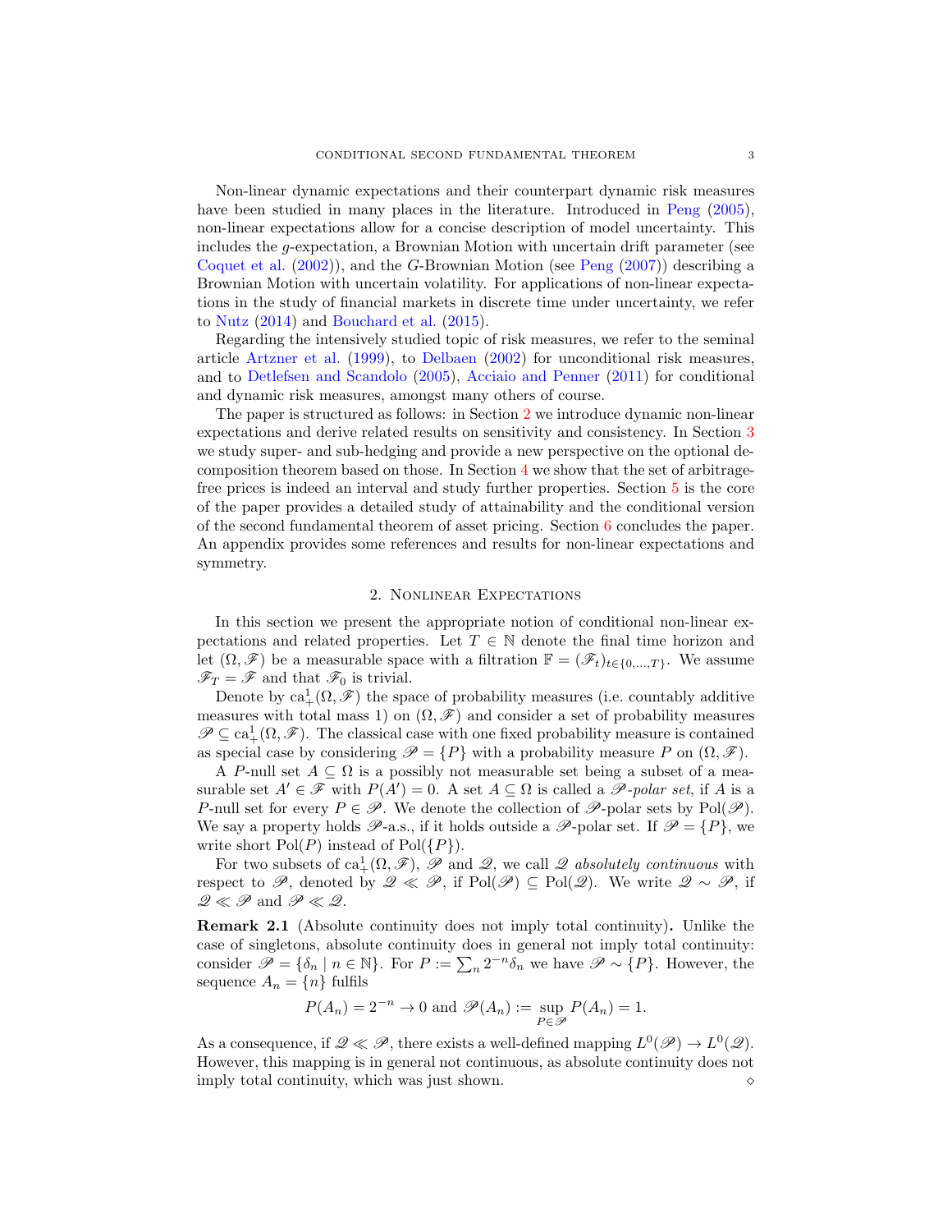Non-linear dynamic expectations and their counterpart dynamic risk measures have been studied in many places in the literature. Introduced in Peng (2005), non-linear expectations allow for a concise description of model uncertainty. This includes the $g$-expectation, a Brownian Motion with uncertain drift parameter (see Coquet et al. (2002)), and the $G$-Brownian Motion (see Peng (2007)) describing a Brownian Motion with uncertain volatility. For applications of non-linear expectations in the study of financial markets in discrete time under uncertainty, we refer to Nutz (2014) and Bouchard et al. (2015).

Regarding the intensively studied topic of risk measures, we refer to the seminal article Artzner et al. (1999), to Delbaen (2002) for unconditional risk measures, and to Detlefsen and Scandolo (2005), Acciaio and Penner (2011) for conditional and dynamic risk measures, amongst many others of course.

The paper is structured as follows: in Section 2 we introduce dynamic non-linear expectations and derive related results on sensitivity and consistency. In Section 3 we study super- and sub-hedging and provide a new perspective on the optional decomposition theorem based on those. In Section 4 we show that the set of arbitrage-free prices is indeed an interval and study further properties. Section 5 is the core of the paper provides a detailed study of attainability and the conditional version of the second fundamental theorem of asset pricing. Section 6 concludes the paper. An appendix provides some references and results for non-linear expectations and symmetry.

## 2. Nonlinear Expectations

In this section we present the appropriate notion of conditional non-linear expectations and related properties. Let $T \in \mathbb{N}$ denote the final time horizon and let $(\Omega, \mathscr{F})$ be a measurable space with a filtration $\mathbb{F} = (\mathscr{F}_t)_{t \in \{0,\dots,T\}}$. We assume $\mathscr{F}_T = \mathscr{F}$ and that $\mathscr{F}_0$ is trivial.

Denote by $\mathrm{ca}^1_+(\Omega, \mathscr{F})$ the space of probability measures (i.e. countably additive measures with total mass 1) on $(\Omega, \mathscr{F})$ and consider a set of probability measures $\mathscr{P} \subseteq \mathrm{ca}^1_+(\Omega, \mathscr{F})$. The classical case with one fixed probability measure is contained as special case by considering $\mathscr{P} = \{P\}$ with a probability measure $P$ on $(\Omega, \mathscr{F})$.

A $P$-null set $A \subseteq \Omega$ is a possibly not measurable set being a subset of a measurable set $A' \in \mathscr{F}$ with $P(A') = 0$. A set $A \subseteq \Omega$ is called a *$\mathscr{P}$-polar set*, if $A$ is a $P$-null set for every $P \in \mathscr{P}$. We denote the collection of $\mathscr{P}$-polar sets by $\mathrm{Pol}(\mathscr{P})$. We say a property holds $\mathscr{P}$-a.s., if it holds outside a $\mathscr{P}$-polar set. If $\mathscr{P} = \{P\}$, we write short $\mathrm{Pol}(P)$ instead of $\mathrm{Pol}(\{P\})$.

For two subsets of $\mathrm{ca}^1_+(\Omega, \mathscr{F})$, $\mathscr{P}$ and $\mathscr{Q}$, we call $\mathscr{Q}$ *absolutely continuous* with respect to $\mathscr{P}$, denoted by $\mathscr{Q} \ll \mathscr{P}$, if $\mathrm{Pol}(\mathscr{P}) \subseteq \mathrm{Pol}(\mathscr{Q})$. We write $\mathscr{Q} \sim \mathscr{P}$, if $\mathscr{Q} \ll \mathscr{P}$ and $\mathscr{P} \ll \mathscr{Q}$.

**Remark 2.1** (Absolute continuity does not imply total continuity)**.** Unlike the case of singletons, absolute continuity does in general not imply total continuity: consider $\mathscr{P} = \{\delta_n \mid n \in \mathbb{N}\}$. For $P := \sum_n 2^{-n}\delta_n$ we have $\mathscr{P} \sim \{P\}$. However, the sequence $A_n = \{n\}$ fulfils

$$P(A_n) = 2^{-n} \to 0 \text{ and } \mathscr{P}(A_n) := \sup_{P \in \mathscr{P}} P(A_n) = 1.$$

As a consequence, if $\mathscr{Q} \ll \mathscr{P}$, there exists a well-defined mapping $L^0(\mathscr{P}) \to L^0(\mathscr{Q})$. However, this mapping is in general not continuous, as absolute continuity does not imply total continuity, which was just shown. ⋄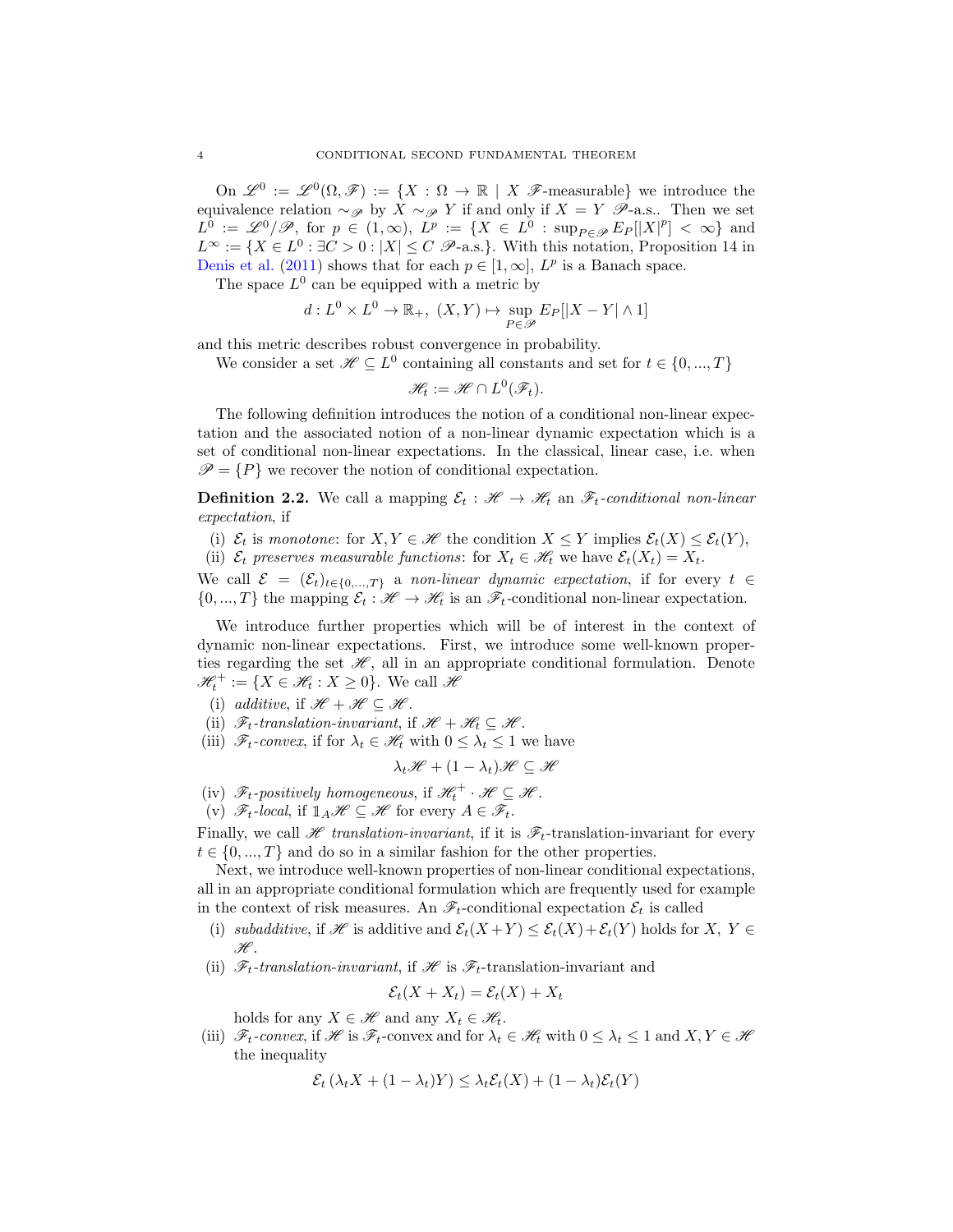On $\mathscr{L}^0 := \mathscr{L}^0(\Omega, \mathscr{F}) := \{X : \Omega \to \mathbb{R} \mid X \ \mathscr{F}\text{-measurable}\}$ we introduce the equivalence relation $\sim_{\mathscr{P}}$ by $X \sim_{\mathscr{P}} Y$ if and only if $X = Y$ $\mathscr{P}$-a.s.. Then we set $L^0 := \mathscr{L}^0/\mathscr{P}$, for $p \in (1, \infty)$, $L^p := \{X \in L^0 : \sup_{P \in \mathscr{P}} E_P[|X|^p] < \infty\}$ and $L^\infty := \{X \in L^0 : \exists C > 0 : |X| \leq C \ \mathscr{P}\text{-a.s.}\}$. With this notation, Proposition 14 in Denis et al. (2011) shows that for each $p \in [1, \infty]$, $L^p$ is a Banach space.

The space $L^0$ can be equipped with a metric by

$$d : L^0 \times L^0 \to \mathbb{R}_+, \ (X, Y) \mapsto \sup_{P \in \mathscr{P}} E_P[|X - Y| \wedge 1]$$

and this metric describes robust convergence in probability.

We consider a set $\mathscr{H} \subseteq L^0$ containing all constants and set for $t \in \{0, ..., T\}$

$$\mathscr{H}_t := \mathscr{H} \cap L^0(\mathscr{F}_t).$$

The following definition introduces the notion of a conditional non-linear expectation and the associated notion of a non-linear dynamic expectation which is a set of conditional non-linear expectations. In the classical, linear case, i.e. when $\mathscr{P} = \{P\}$ we recover the notion of conditional expectation.

**Definition 2.2.** We call a mapping $\mathcal{E}_t : \mathscr{H} \to \mathscr{H}_t$ an *$\mathscr{F}_t$-conditional non-linear expectation*, if

(i) $\mathcal{E}_t$ is *monotone*: for $X, Y \in \mathscr{H}$ the condition $X \leq Y$ implies $\mathcal{E}_t(X) \leq \mathcal{E}_t(Y)$,
(ii) $\mathcal{E}_t$ *preserves measurable functions*: for $X_t \in \mathscr{H}_t$ we have $\mathcal{E}_t(X_t) = X_t$.

We call $\mathcal{E} = (\mathcal{E}_t)_{t \in \{0,...,T\}}$ a *non-linear dynamic expectation*, if for every $t \in \{0, ..., T\}$ the mapping $\mathcal{E}_t : \mathscr{H} \to \mathscr{H}_t$ is an $\mathscr{F}_t$-conditional non-linear expectation.

We introduce further properties which will be of interest in the context of dynamic non-linear expectations. First, we introduce some well-known properties regarding the set $\mathscr{H}$, all in an appropriate conditional formulation. Denote $\mathscr{H}_t^+ := \{X \in \mathscr{H}_t : X \geq 0\}$. We call $\mathscr{H}$

(i) *additive*, if $\mathscr{H} + \mathscr{H} \subseteq \mathscr{H}$.
(ii) *$\mathscr{F}_t$-translation-invariant*, if $\mathscr{H} + \mathscr{H}_t \subseteq \mathscr{H}$.
(iii) *$\mathscr{F}_t$-convex*, if for $\lambda_t \in \mathscr{H}_t$ with $0 \leq \lambda_t \leq 1$ we have

$$\lambda_t \mathscr{H} + (1 - \lambda_t)\mathscr{H} \subseteq \mathscr{H}$$

(iv) *$\mathscr{F}_t$-positively homogeneous*, if $\mathscr{H}_t^+ \cdot \mathscr{H} \subseteq \mathscr{H}$.
(v) *$\mathscr{F}_t$-local*, if $\mathbb{1}_A \mathscr{H} \subseteq \mathscr{H}$ for every $A \in \mathscr{F}_t$.

Finally, we call $\mathscr{H}$ *translation-invariant*, if it is $\mathscr{F}_t$-translation-invariant for every $t \in \{0, ..., T\}$ and do so in a similar fashion for the other properties.

Next, we introduce well-known properties of non-linear conditional expectations, all in an appropriate conditional formulation which are frequently used for example in the context of risk measures. An $\mathscr{F}_t$-conditional expectation $\mathcal{E}_t$ is called

(i) *subadditive*, if $\mathscr{H}$ is additive and $\mathcal{E}_t(X + Y) \leq \mathcal{E}_t(X) + \mathcal{E}_t(Y)$ holds for $X, Y \in \mathscr{H}$.
(ii) *$\mathscr{F}_t$-translation-invariant*, if $\mathscr{H}$ is $\mathscr{F}_t$-translation-invariant and

$$\mathcal{E}_t(X + X_t) = \mathcal{E}_t(X) + X_t$$

holds for any $X \in \mathscr{H}$ and any $X_t \in \mathscr{H}_t$.
(iii) *$\mathscr{F}_t$-convex*, if $\mathscr{H}$ is $\mathscr{F}_t$-convex and for $\lambda_t \in \mathscr{H}_t$ with $0 \leq \lambda_t \leq 1$ and $X, Y \in \mathscr{H}$ the inequality

$$\mathcal{E}_t \left( \lambda_t X + (1 - \lambda_t) Y \right) \leq \lambda_t \mathcal{E}_t(X) + (1 - \lambda_t)\mathcal{E}_t(Y)$$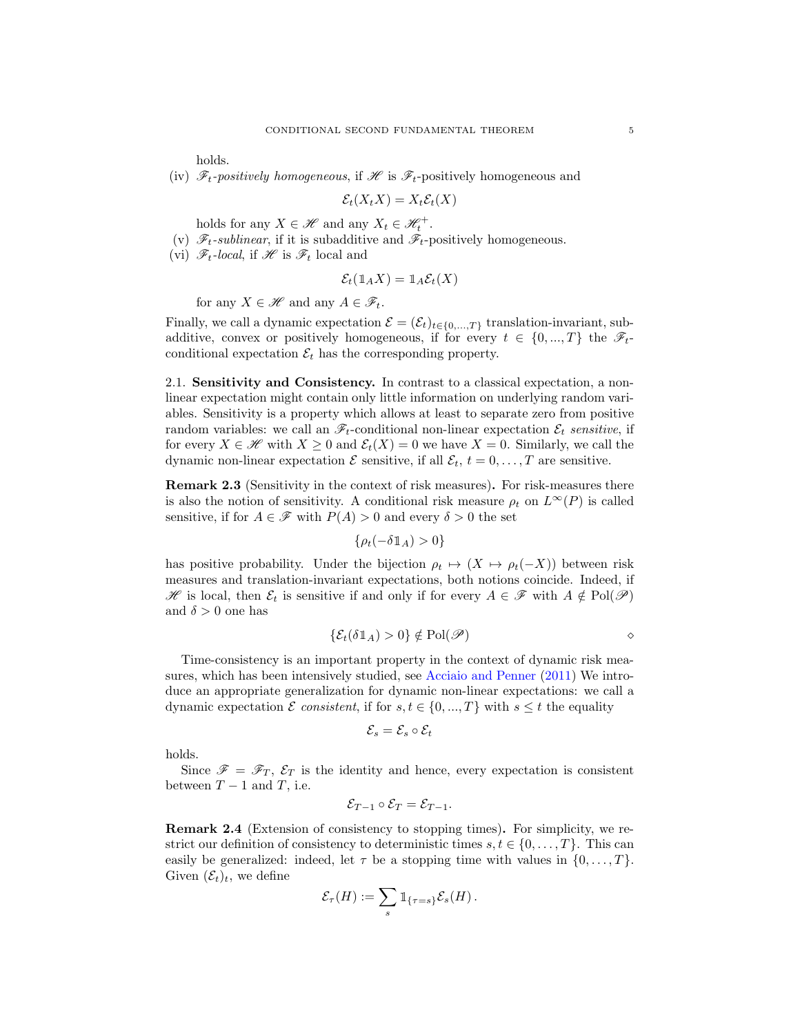holds.

(iv) $\mathscr{F}_t$-*positively homogeneous*, if $\mathscr{H}$ is $\mathscr{F}_t$-positively homogeneous and

$$\mathcal{E}_t(X_t X) = X_t \mathcal{E}_t(X)$$

holds for any $X \in \mathscr{H}$ and any $X_t \in \mathscr{H}_t^+$.

(v) $\mathscr{F}_t$-*sublinear*, if it is subadditive and $\mathscr{F}_t$-positively homogeneous.

(vi) $\mathscr{F}_t$-*local*, if $\mathscr{H}$ is $\mathscr{F}_t$ local and

$$\mathcal{E}_t(\mathbb{1}_A X) = \mathbb{1}_A \mathcal{E}_t(X)$$

for any $X \in \mathscr{H}$ and any $A \in \mathscr{F}_t$.

Finally, we call a dynamic expectation $\mathcal{E} = (\mathcal{E}_t)_{t \in \{0,...,T\}}$ translation-invariant, subadditive, convex or positively homogeneous, if for every $t \in \{0,...,T\}$ the $\mathscr{F}_t$-conditional expectation $\mathcal{E}_t$ has the corresponding property.

2.1. **Sensitivity and Consistency.** In contrast to a classical expectation, a non-linear expectation might contain only little information on underlying random variables. Sensitivity is a property which allows at least to separate zero from positive random variables: we call an $\mathscr{F}_t$-conditional non-linear expectation $\mathcal{E}_t$ *sensitive*, if for every $X \in \mathscr{H}$ with $X \geq 0$ and $\mathcal{E}_t(X) = 0$ we have $X = 0$. Similarly, we call the dynamic non-linear expectation $\mathcal{E}$ sensitive, if all $\mathcal{E}_t$, $t = 0, \dots, T$ are sensitive.

**Remark 2.3** (Sensitivity in the context of risk measures)**.** For risk-measures there is also the notion of sensitivity. A conditional risk measure $\rho_t$ on $L^\infty(P)$ is called sensitive, if for $A \in \mathscr{F}$ with $P(A) > 0$ and every $\delta > 0$ the set

$$\{\rho_t(-\delta \mathbb{1}_A) > 0\}$$

has positive probability. Under the bijection $\rho_t \mapsto (X \mapsto \rho_t(-X))$ between risk measures and translation-invariant expectations, both notions coincide. Indeed, if $\mathscr{H}$ is local, then $\mathcal{E}_t$ is sensitive if and only if for every $A \in \mathscr{F}$ with $A \notin \mathrm{Pol}(\mathscr{P})$ and $\delta > 0$ one has

$$\{\mathcal{E}_t(\delta \mathbb{1}_A) > 0\} \notin \mathrm{Pol}(\mathscr{P}) \qquad \diamond$$

Time-consistency is an important property in the context of dynamic risk measures, which has been intensively studied, see Acciaio and Penner (2011) We introduce an appropriate generalization for dynamic non-linear expectations: we call a dynamic expectation $\mathcal{E}$ *consistent*, if for $s, t \in \{0, ..., T\}$ with $s \leq t$ the equality

$$\mathcal{E}_s = \mathcal{E}_s \circ \mathcal{E}_t$$

holds.

Since $\mathscr{F} = \mathscr{F}_T$, $\mathcal{E}_T$ is the identity and hence, every expectation is consistent between $T-1$ and $T$, i.e.

$$\mathcal{E}_{T-1} \circ \mathcal{E}_T = \mathcal{E}_{T-1}.$$

**Remark 2.4** (Extension of consistency to stopping times)**.** For simplicity, we restrict our definition of consistency to deterministic times $s, t \in \{0, \dots, T\}$. This can easily be generalized: indeed, let $\tau$ be a stopping time with values in $\{0, \dots, T\}$. Given $(\mathcal{E}_t)_t$, we define

$$\mathcal{E}_\tau(H) := \sum_s \mathbb{1}_{\{\tau = s\}} \mathcal{E}_s(H) \,.$$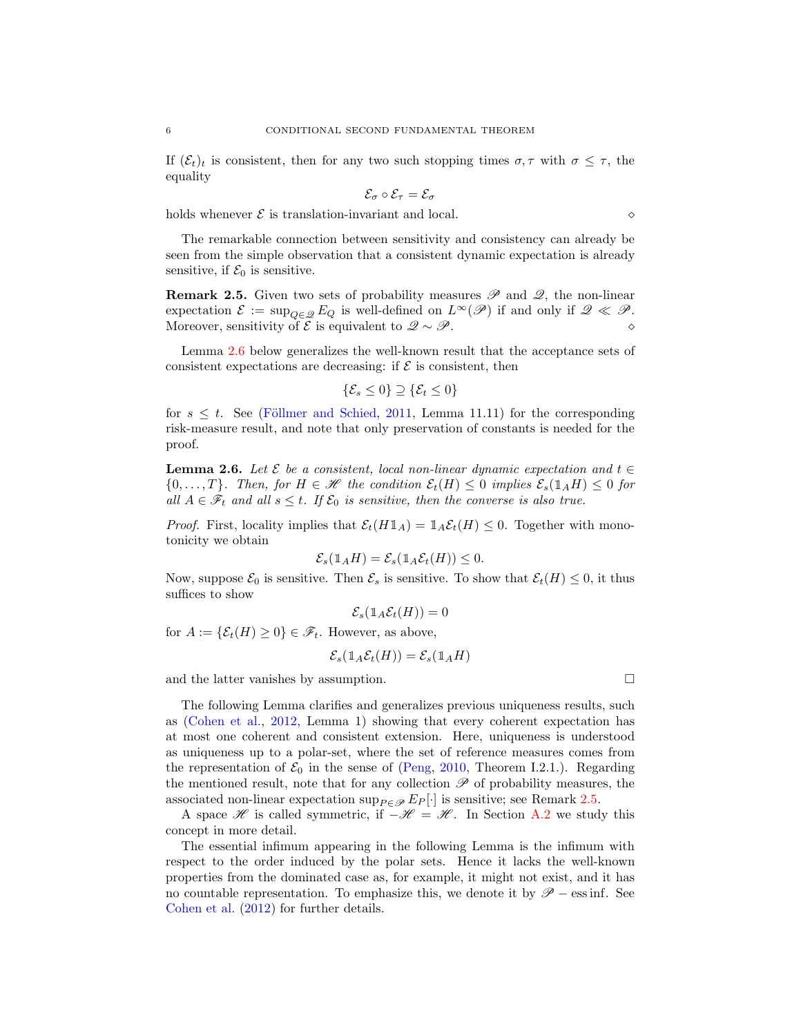If $(\mathcal{E}_t)_t$ is consistent, then for any two such stopping times $\sigma, \tau$ with $\sigma \leq \tau$, the equality

$$\mathcal{E}_\sigma \circ \mathcal{E}_\tau = \mathcal{E}_\sigma$$

holds whenever $\mathcal{E}$ is translation-invariant and local. $\diamond$

The remarkable connection between sensitivity and consistency can already be seen from the simple observation that a consistent dynamic expectation is already sensitive, if $\mathcal{E}_0$ is sensitive.

**Remark 2.5.** Given two sets of probability measures $\mathscr{P}$ and $\mathscr{Q}$, the non-linear expectation $\mathcal{E} := \sup_{Q \in \mathscr{Q}} E_Q$ is well-defined on $L^\infty(\mathscr{P})$ if and only if $\mathscr{Q} \ll \mathscr{P}$. Moreover, sensitivity of $\mathcal{E}$ is equivalent to $\mathscr{Q} \sim \mathscr{P}$. $\diamond$

Lemma 2.6 below generalizes the well-known result that the acceptance sets of consistent expectations are decreasing: if $\mathcal{E}$ is consistent, then

$$\{\mathcal{E}_s \leq 0\} \supseteq \{\mathcal{E}_t \leq 0\}$$

for $s \leq t$. See (Föllmer and Schied, 2011, Lemma 11.11) for the corresponding risk-measure result, and note that only preservation of constants is needed for the proof.

**Lemma 2.6.** *Let $\mathcal{E}$ be a consistent, local non-linear dynamic expectation and $t \in \{0, \dots, T\}$. Then, for $H \in \mathscr{H}$ the condition $\mathcal{E}_t(H) \leq 0$ implies $\mathcal{E}_s(\mathbb{1}_A H) \leq 0$ for all $A \in \mathscr{F}_t$ and all $s \leq t$. If $\mathcal{E}_0$ is sensitive, then the converse is also true.*

*Proof.* First, locality implies that $\mathcal{E}_t(H\mathbb{1}_A) = \mathbb{1}_A \mathcal{E}_t(H) \leq 0$. Together with monotonicity we obtain

$$\mathcal{E}_s(\mathbb{1}_A H) = \mathcal{E}_s(\mathbb{1}_A \mathcal{E}_t(H)) \leq 0.$$

Now, suppose $\mathcal{E}_0$ is sensitive. Then $\mathcal{E}_s$ is sensitive. To show that $\mathcal{E}_t(H) \leq 0$, it thus suffices to show

$$\mathcal{E}_s(\mathbb{1}_A \mathcal{E}_t(H)) = 0$$

for $A := \{\mathcal{E}_t(H) \geq 0\} \in \mathscr{F}_t$. However, as above,

$$\mathcal{E}_s(\mathbb{1}_A \mathcal{E}_t(H)) = \mathcal{E}_s(\mathbb{1}_A H)$$

and the latter vanishes by assumption. $\square$

The following Lemma clarifies and generalizes previous uniqueness results, such as (Cohen et al., 2012, Lemma 1) showing that every coherent expectation has at most one coherent and consistent extension. Here, uniqueness is understood as uniqueness up to a polar-set, where the set of reference measures comes from the representation of $\mathcal{E}_0$ in the sense of (Peng, 2010, Theorem I.2.1.). Regarding the mentioned result, note that for any collection $\mathscr{P}$ of probability measures, the associated non-linear expectation $\sup_{P \in \mathscr{P}} E_P[\cdot]$ is sensitive; see Remark 2.5.

A space $\mathscr{H}$ is called symmetric, if $-\mathscr{H} = \mathscr{H}$. In Section A.2 we study this concept in more detail.

The essential infimum appearing in the following Lemma is the infimum with respect to the order induced by the polar sets. Hence it lacks the well-known properties from the dominated case as, for example, it might not exist, and it has no countable representation. To emphasize this, we denote it by $\mathscr{P} - \operatorname{ess\,inf}$. See Cohen et al. (2012) for further details.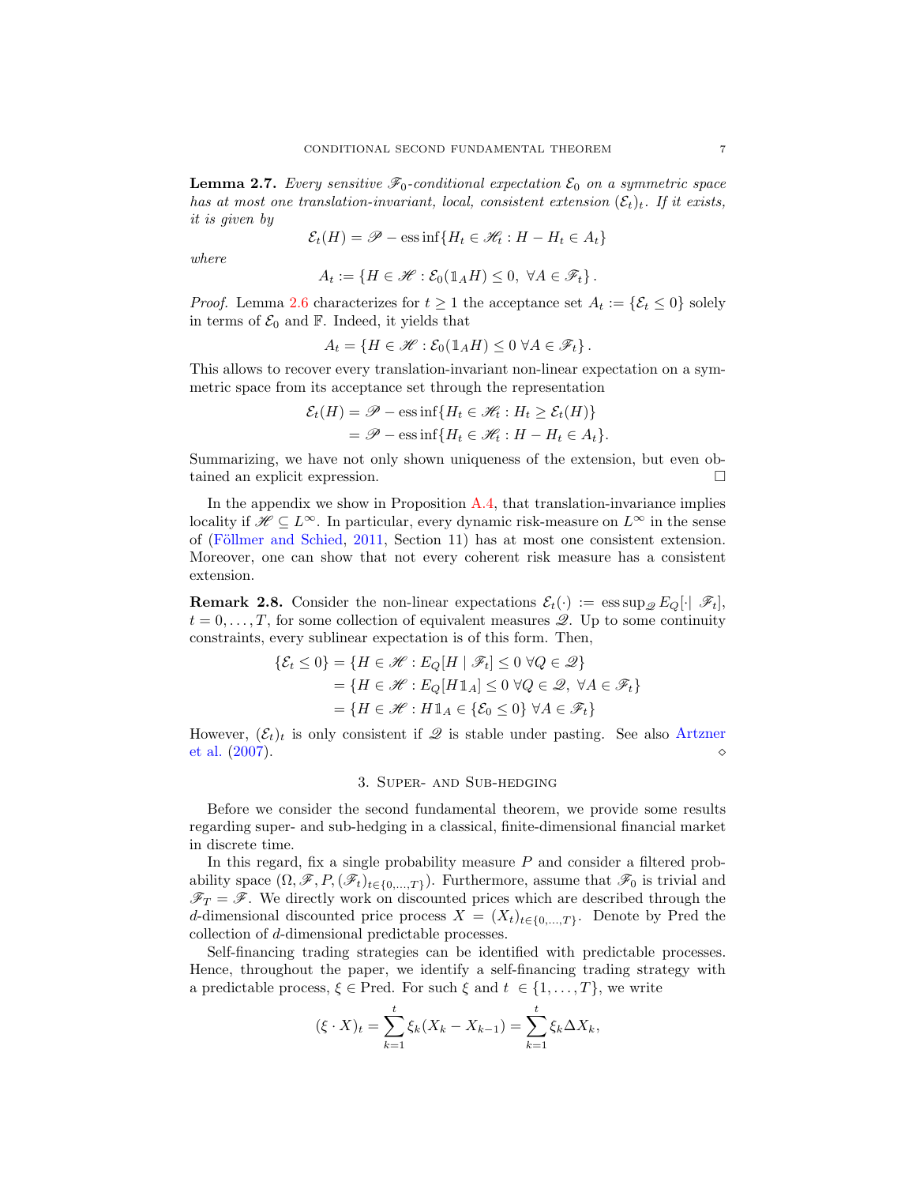**Lemma 2.7.** *Every sensitive $\mathscr{F}_0$-conditional expectation $\mathcal{E}_0$ on a symmetric space has at most one translation-invariant, local, consistent extension $(\mathcal{E}_t)_t$. If it exists, it is given by*

$$\mathcal{E}_t(H) = \mathscr{P} - \operatorname{ess\,inf}\{H_t \in \mathscr{H}_t : H - H_t \in A_t\}$$

*where*

$$A_t := \{H \in \mathscr{H} : \mathcal{E}_0(\mathbb{1}_A H) \leq 0, \ \forall A \in \mathscr{F}_t\}.$$

*Proof.* Lemma 2.6 characterizes for $t \geq 1$ the acceptance set $A_t := \{\mathcal{E}_t \leq 0\}$ solely in terms of $\mathcal{E}_0$ and $\mathbb{F}$. Indeed, it yields that

$$A_t = \{H \in \mathscr{H} : \mathcal{E}_0(\mathbb{1}_A H) \leq 0 \ \forall A \in \mathscr{F}_t\}.$$

This allows to recover every translation-invariant non-linear expectation on a symmetric space from its acceptance set through the representation

$$\begin{aligned}
\mathcal{E}_t(H) &= \mathscr{P} - \operatorname{ess\,inf}\{H_t \in \mathscr{H}_t : H_t \geq \mathcal{E}_t(H)\} \\
&= \mathscr{P} - \operatorname{ess\,inf}\{H_t \in \mathscr{H}_t : H - H_t \in A_t\}.
\end{aligned}$$

Summarizing, we have not only shown uniqueness of the extension, but even obtained an explicit expression. $\square$

In the appendix we show in Proposition A.4, that translation-invariance implies locality if $\mathscr{H} \subseteq L^\infty$. In particular, every dynamic risk-measure on $L^\infty$ in the sense of (Föllmer and Schied, 2011, Section 11) has at most one consistent extension. Moreover, one can show that not every coherent risk measure has a consistent extension.

**Remark 2.8.** Consider the non-linear expectations $\mathcal{E}_t(\cdot) := \operatorname{ess\,sup}_{\mathscr{Q}} E_Q[\cdot \mid \mathscr{F}_t]$, $t = 0, \ldots, T$, for some collection of equivalent measures $\mathscr{Q}$. Up to some continuity constraints, every sublinear expectation is of this form. Then,

$$\begin{aligned}
\{\mathcal{E}_t \leq 0\} &= \{H \in \mathscr{H} : E_Q[H \mid \mathscr{F}_t] \leq 0 \ \forall Q \in \mathscr{Q}\} \\
&= \{H \in \mathscr{H} : E_Q[H \mathbb{1}_A] \leq 0 \ \forall Q \in \mathscr{Q}, \ \forall A \in \mathscr{F}_t\} \\
&= \{H \in \mathscr{H} : H \mathbb{1}_A \in \{\mathcal{E}_0 \leq 0\} \ \forall A \in \mathscr{F}_t\}
\end{aligned}$$

However, $(\mathcal{E}_t)_t$ is only consistent if $\mathscr{Q}$ is stable under pasting. See also Artzner et al. (2007). $\diamond$

## 3. Super- and Sub-hedging

Before we consider the second fundamental theorem, we provide some results regarding super- and sub-hedging in a classical, finite-dimensional financial market in discrete time.

In this regard, fix a single probability measure $P$ and consider a filtered probability space $(\Omega, \mathscr{F}, P, (\mathscr{F}_t)_{t \in \{0,\ldots,T\}})$. Furthermore, assume that $\mathscr{F}_0$ is trivial and $\mathscr{F}_T = \mathscr{F}$. We directly work on discounted prices which are described through the $d$-dimensional discounted price process $X = (X_t)_{t \in \{0,\ldots,T\}}$. Denote by Pred the collection of $d$-dimensional predictable processes.

Self-financing trading strategies can be identified with predictable processes. Hence, throughout the paper, we identify a self-financing trading strategy with a predictable process, $\xi \in \text{Pred}$. For such $\xi$ and $t \in \{1, \ldots, T\}$, we write

$$(\xi \cdot X)_t = \sum_{k=1}^{t} \xi_k (X_k - X_{k-1}) = \sum_{k=1}^{t} \xi_k \Delta X_k,$$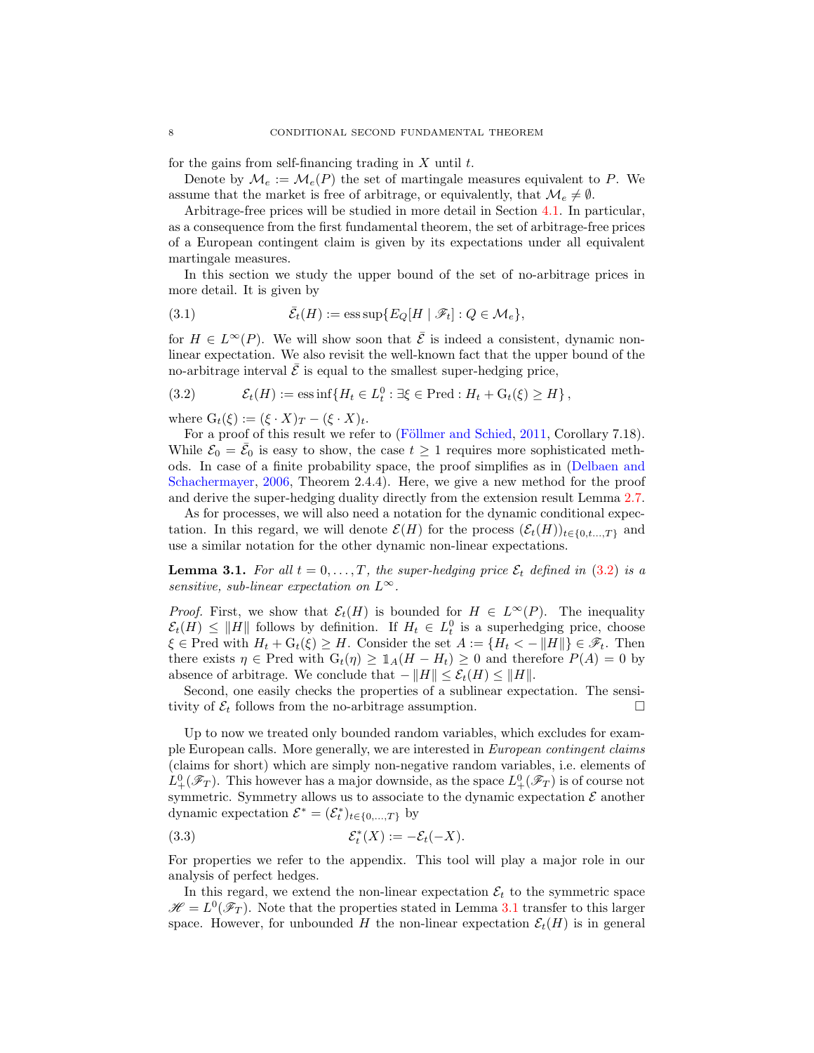for the gains from self-financing trading in $X$ until $t$.

Denote by $\mathcal{M}_e := \mathcal{M}_e(P)$ the set of martingale measures equivalent to $P$. We assume that the market is free of arbitrage, or equivalently, that $\mathcal{M}_e \neq \emptyset$.

Arbitrage-free prices will be studied in more detail in Section 4.1. In particular, as a consequence from the first fundamental theorem, the set of arbitrage-free prices of a European contingent claim is given by its expectations under all equivalent martingale measures.

In this section we study the upper bound of the set of no-arbitrage prices in more detail. It is given by

$$\bar{\mathcal{E}}_t(H) := \operatorname{ess\,sup}\{E_Q[H \mid \mathscr{F}_t] : Q \in \mathcal{M}_e\}, \tag{3.1}$$

for $H \in L^\infty(P)$. We will show soon that $\bar{\mathcal{E}}$ is indeed a consistent, dynamic non-linear expectation. We also revisit the well-known fact that the upper bound of the no-arbitrage interval $\bar{\mathcal{E}}$ is equal to the smallest super-hedging price,

$$\mathcal{E}_t(H) := \operatorname{ess\,inf}\{H_t \in L^0_t : \exists \xi \in \mathrm{Pred} : H_t + \mathrm{G}_t(\xi) \geq H\}, \tag{3.2}$$

where $\mathrm{G}_t(\xi) := (\xi \cdot X)_T - (\xi \cdot X)_t$.

For a proof of this result we refer to (Föllmer and Schied, 2011, Corollary 7.18). While $\mathcal{E}_0 = \bar{\mathcal{E}}_0$ is easy to show, the case $t \geq 1$ requires more sophisticated methods. In case of a finite probability space, the proof simplifies as in (Delbaen and Schachermayer, 2006, Theorem 2.4.4). Here, we give a new method for the proof and derive the super-hedging duality directly from the extension result Lemma 2.7.

As for processes, we will also need a notation for the dynamic conditional expectation. In this regard, we will denote $\mathcal{E}(H)$ for the process $(\mathcal{E}_t(H))_{t \in \{0,t\ldots,T\}}$ and use a similar notation for the other dynamic non-linear expectations.

**Lemma 3.1.** *For all $t = 0, \ldots, T$, the super-hedging price $\mathcal{E}_t$ defined in (3.2) is a sensitive, sub-linear expectation on $L^\infty$.*

*Proof.* First, we show that $\mathcal{E}_t(H)$ is bounded for $H \in L^\infty(P)$. The inequality $\mathcal{E}_t(H) \leq \|H\|$ follows by definition. If $H_t \in L^0_t$ is a superhedging price, choose $\xi \in \mathrm{Pred}$ with $H_t + \mathrm{G}_t(\xi) \geq H$. Consider the set $A := \{H_t < -\|H\|\} \in \mathscr{F}_t$. Then there exists $\eta \in \mathrm{Pred}$ with $\mathrm{G}_t(\eta) \geq \mathbb{1}_A(H - H_t) \geq 0$ and therefore $P(A) = 0$ by absence of arbitrage. We conclude that $-\|H\| \leq \mathcal{E}_t(H) \leq \|H\|$.

Second, one easily checks the properties of a sublinear expectation. The sensitivity of $\mathcal{E}_t$ follows from the no-arbitrage assumption. □

Up to now we treated only bounded random variables, which excludes for example European calls. More generally, we are interested in *European contingent claims* (claims for short) which are simply non-negative random variables, i.e. elements of $L^0_+(\mathscr{F}_T)$. This however has a major downside, as the space $L^0_+(\mathscr{F}_T)$ is of course not symmetric. Symmetry allows us to associate to the dynamic expectation $\mathcal{E}$ another dynamic expectation $\mathcal{E}^* = (\mathcal{E}^*_t)_{t \in \{0,\ldots,T\}}$ by

$$\mathcal{E}^*_t(X) := -\mathcal{E}_t(-X). \tag{3.3}$$

For properties we refer to the appendix. This tool will play a major role in our analysis of perfect hedges.

In this regard, we extend the non-linear expectation $\mathcal{E}_t$ to the symmetric space $\mathscr{H} = L^0(\mathscr{F}_T)$. Note that the properties stated in Lemma 3.1 transfer to this larger space. However, for unbounded $H$ the non-linear expectation $\mathcal{E}_t(H)$ is in general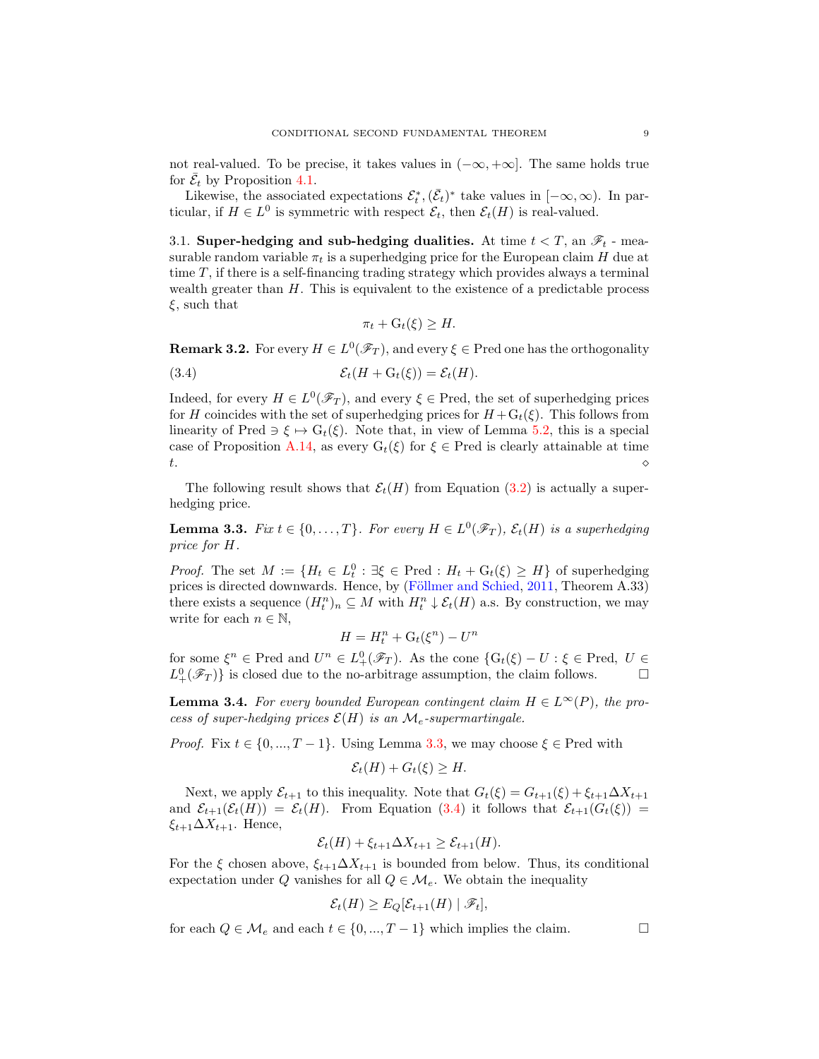not real-valued. To be precise, it takes values in $(-\infty, +\infty]$. The same holds true for $\bar{\mathcal{E}}_t$ by Proposition 4.1.

Likewise, the associated expectations $\mathcal{E}_t^*, (\bar{\mathcal{E}}_t)^*$ take values in $[-\infty, \infty)$. In particular, if $H \in L^0$ is symmetric with respect $\mathcal{E}_t$, then $\mathcal{E}_t(H)$ is real-valued.

3.1. **Super-hedging and sub-hedging dualities.** At time $t < T$, an $\mathscr{F}_t$ - measurable random variable $\pi_t$ is a superhedging price for the European claim $H$ due at time $T$, if there is a self-financing trading strategy which provides always a terminal wealth greater than $H$. This is equivalent to the existence of a predictable process $\xi$, such that

$$\pi_t + \mathrm{G}_t(\xi) \geq H.$$

**Remark 3.2.** For every $H \in L^0(\mathscr{F}_T)$, and every $\xi \in \mathrm{Pred}$ one has the orthogonality

$$\mathcal{E}_t(H + \mathrm{G}_t(\xi)) = \mathcal{E}_t(H). \tag{3.4}$$

Indeed, for every $H \in L^0(\mathscr{F}_T)$, and every $\xi \in \mathrm{Pred}$, the set of superhedging prices for $H$ coincides with the set of superhedging prices for $H + \mathrm{G}_t(\xi)$. This follows from linearity of $\mathrm{Pred} \ni \xi \mapsto \mathrm{G}_t(\xi)$. Note that, in view of Lemma 5.2, this is a special case of Proposition A.14, as every $\mathrm{G}_t(\xi)$ for $\xi \in \mathrm{Pred}$ is clearly attainable at time $t$. ⋄

The following result shows that $\mathcal{E}_t(H)$ from Equation (3.2) is actually a superhedging price.

**Lemma 3.3.** *Fix $t \in \{0, \ldots, T\}$. For every $H \in L^0(\mathscr{F}_T)$, $\mathcal{E}_t(H)$ is a superhedging price for $H$.*

*Proof.* The set $M := \{H_t \in L^0_t : \exists \xi \in \mathrm{Pred} : H_t + \mathrm{G}_t(\xi) \geq H\}$ of superhedging prices is directed downwards. Hence, by (Föllmer and Schied, 2011, Theorem A.33) there exists a sequence $(H_t^n)_n \subseteq M$ with $H_t^n \downarrow \mathcal{E}_t(H)$ a.s. By construction, we may write for each $n \in \mathbb{N}$,

$$H = H_t^n + \mathrm{G}_t(\xi^n) - U^n$$

for some $\xi^n \in \mathrm{Pred}$ and $U^n \in L^0_+(\mathscr{F}_T)$. As the cone $\{\mathrm{G}_t(\xi) - U : \xi \in \mathrm{Pred},\ U \in L^0_+(\mathscr{F}_T)\}$ is closed due to the no-arbitrage assumption, the claim follows. □

**Lemma 3.4.** *For every bounded European contingent claim $H \in L^\infty(P)$, the process of super-hedging prices $\mathcal{E}(H)$ is an $\mathcal{M}_e$-supermartingale.*

*Proof.* Fix $t \in \{0, ..., T-1\}$. Using Lemma 3.3, we may choose $\xi \in \mathrm{Pred}$ with

$$\mathcal{E}_t(H) + G_t(\xi) \geq H.$$

Next, we apply $\mathcal{E}_{t+1}$ to this inequality. Note that $G_t(\xi) = G_{t+1}(\xi) + \xi_{t+1}\Delta X_{t+1}$ and $\mathcal{E}_{t+1}(\mathcal{E}_t(H)) = \mathcal{E}_t(H)$. From Equation (3.4) it follows that $\mathcal{E}_{t+1}(G_t(\xi)) = \xi_{t+1}\Delta X_{t+1}$. Hence,

$$\mathcal{E}_t(H) + \xi_{t+1}\Delta X_{t+1} \geq \mathcal{E}_{t+1}(H).$$

For the $\xi$ chosen above, $\xi_{t+1}\Delta X_{t+1}$ is bounded from below. Thus, its conditional expectation under $Q$ vanishes for all $Q \in \mathcal{M}_e$. We obtain the inequality

$$\mathcal{E}_t(H) \geq E_Q[\mathcal{E}_{t+1}(H) \mid \mathscr{F}_t],$$

for each $Q \in \mathcal{M}_e$ and each $t \in \{0, ..., T-1\}$ which implies the claim. □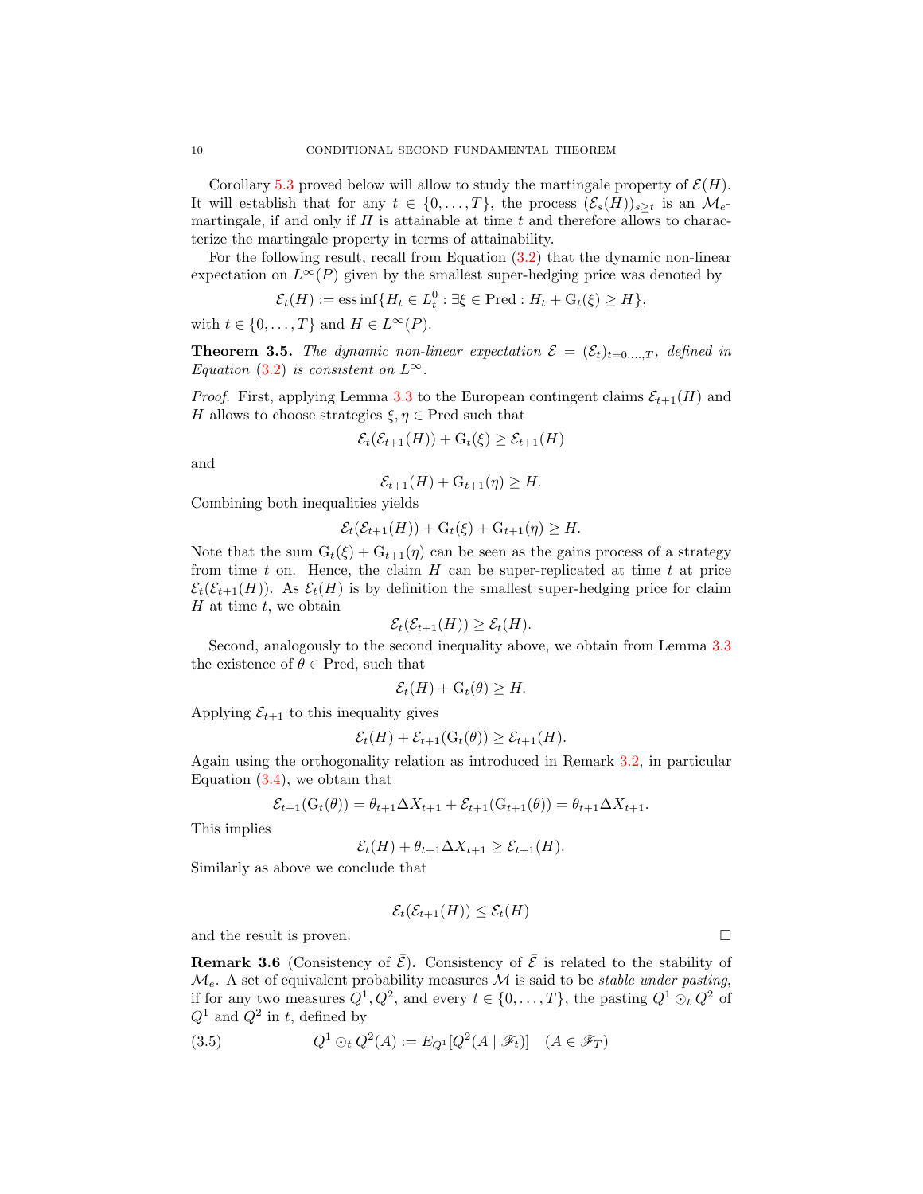Corollary 5.3 proved below will allow to study the martingale property of $\mathcal{E}(H)$. It will establish that for any $t \in \{0, \ldots, T\}$, the process $(\mathcal{E}_s(H))_{s \geq t}$ is an $\mathcal{M}_e$-martingale, if and only if $H$ is attainable at time $t$ and therefore allows to characterize the martingale property in terms of attainability.

For the following result, recall from Equation (3.2) that the dynamic non-linear expectation on $L^\infty(P)$ given by the smallest super-hedging price was denoted by

$$\mathcal{E}_t(H) := \operatorname{ess\,inf}\{H_t \in L^0_t : \exists \xi \in \mathrm{Pred} : H_t + \mathrm{G}_t(\xi) \geq H\},$$

with $t \in \{0, \ldots, T\}$ and $H \in L^\infty(P)$.

**Theorem 3.5.** *The dynamic non-linear expectation $\mathcal{E} = (\mathcal{E}_t)_{t=0,\ldots,T}$, defined in Equation (3.2) is consistent on $L^\infty$.*

*Proof.* First, applying Lemma 3.3 to the European contingent claims $\mathcal{E}_{t+1}(H)$ and $H$ allows to choose strategies $\xi, \eta \in \mathrm{Pred}$ such that

$$\mathcal{E}_t(\mathcal{E}_{t+1}(H)) + \mathrm{G}_t(\xi) \geq \mathcal{E}_{t+1}(H)$$

and

$$\mathcal{E}_{t+1}(H) + \mathrm{G}_{t+1}(\eta) \geq H.$$

Combining both inequalities yields

$$\mathcal{E}_t(\mathcal{E}_{t+1}(H)) + \mathrm{G}_t(\xi) + \mathrm{G}_{t+1}(\eta) \geq H.$$

Note that the sum $\mathrm{G}_t(\xi) + \mathrm{G}_{t+1}(\eta)$ can be seen as the gains process of a strategy from time $t$ on. Hence, the claim $H$ can be super-replicated at time $t$ at price $\mathcal{E}_t(\mathcal{E}_{t+1}(H))$. As $\mathcal{E}_t(H)$ is by definition the smallest super-hedging price for claim $H$ at time $t$, we obtain

$$\mathcal{E}_t(\mathcal{E}_{t+1}(H)) \geq \mathcal{E}_t(H).$$

Second, analogously to the second inequality above, we obtain from Lemma 3.3 the existence of $\theta \in \mathrm{Pred}$, such that

$$\mathcal{E}_t(H) + \mathrm{G}_t(\theta) \geq H.$$

Applying $\mathcal{E}_{t+1}$ to this inequality gives

$$\mathcal{E}_t(H) + \mathcal{E}_{t+1}(\mathrm{G}_t(\theta)) \geq \mathcal{E}_{t+1}(H).$$

Again using the orthogonality relation as introduced in Remark 3.2, in particular Equation (3.4), we obtain that

$$\mathcal{E}_{t+1}(\mathrm{G}_t(\theta)) = \theta_{t+1}\Delta X_{t+1} + \mathcal{E}_{t+1}(\mathrm{G}_{t+1}(\theta)) = \theta_{t+1}\Delta X_{t+1}.$$

This implies

$$\mathcal{E}_t(H) + \theta_{t+1}\Delta X_{t+1} \geq \mathcal{E}_{t+1}(H).$$

Similarly as above we conclude that

$$\mathcal{E}_t(\mathcal{E}_{t+1}(H)) \leq \mathcal{E}_t(H)$$

and the result is proven. $\square$

**Remark 3.6** (Consistency of $\bar{\mathcal{E}}$)**.** Consistency of $\bar{\mathcal{E}}$ is related to the stability of $\mathcal{M}_e$. A set of equivalent probability measures $\mathcal{M}$ is said to be *stable under pasting*, if for any two measures $Q^1, Q^2$, and every $t \in \{0, \ldots, T\}$, the pasting $Q^1 \odot_t Q^2$ of $Q^1$ and $Q^2$ in $t$, defined by

$$Q^1 \odot_t Q^2(A) := E_{Q^1}[Q^2(A \mid \mathscr{F}_t)] \quad (A \in \mathscr{F}_T) \tag{3.5}$$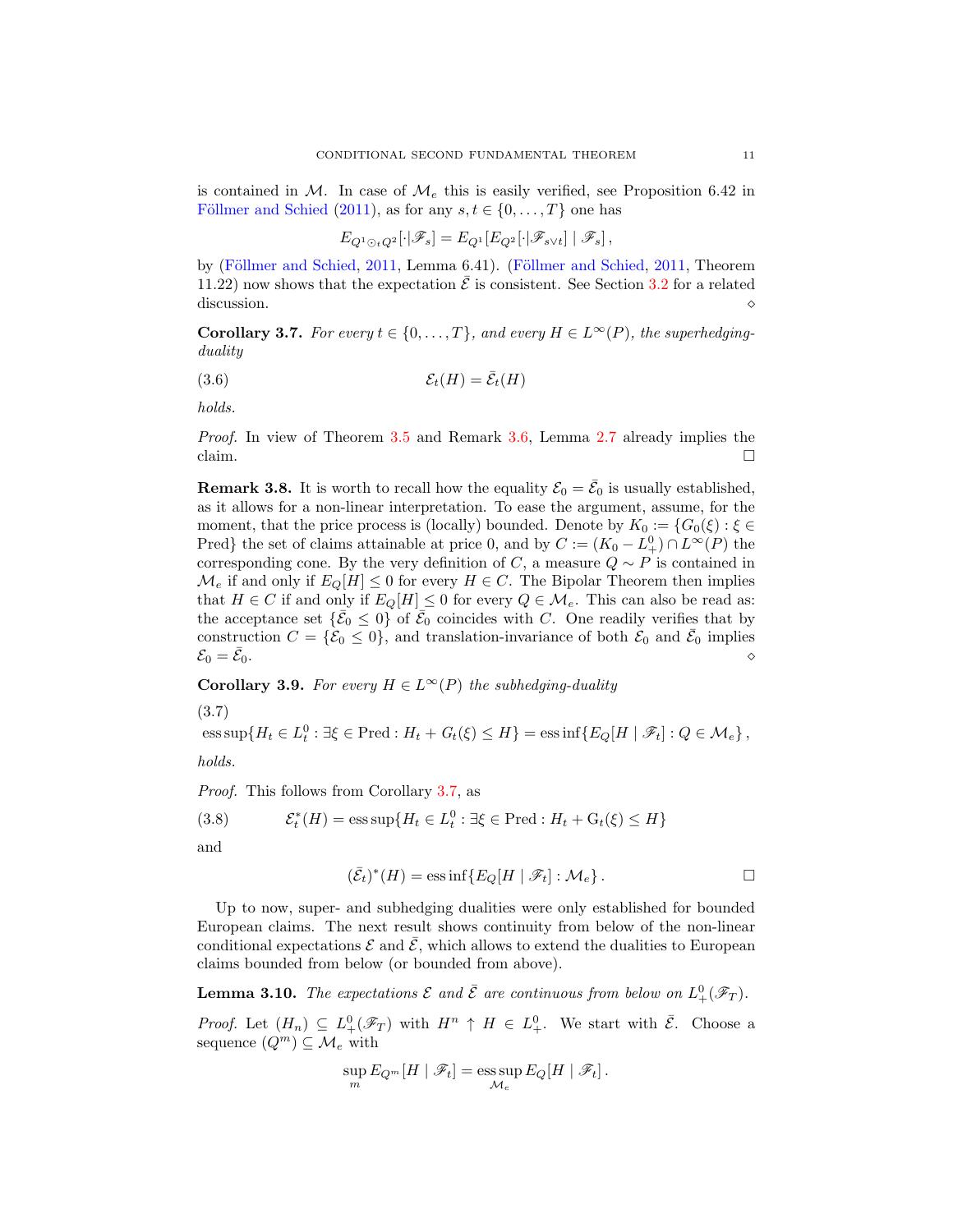is contained in $\mathcal{M}$. In case of $\mathcal{M}_e$ this is easily verified, see Proposition 6.42 in Föllmer and Schied (2011), as for any $s,t \in \{0,\dots,T\}$ one has

$$E_{Q^1 \odot_t Q^2}[\cdot|\mathscr{F}_s] = E_{Q^1}[E_{Q^2}[\cdot|\mathscr{F}_{s\vee t}] \mid \mathscr{F}_s]\,,$$

by (Föllmer and Schied, 2011, Lemma 6.41). (Föllmer and Schied, 2011, Theorem 11.22) now shows that the expectation $\bar{\mathcal{E}}$ is consistent. See Section 3.2 for a related discussion. $\diamond$

**Corollary 3.7.** *For every $t \in \{0,\dots,T\}$, and every $H \in L^\infty(P)$, the superhedging-duality*

$$\mathcal{E}_t(H) = \bar{\mathcal{E}}_t(H) \tag{3.6}$$

*holds.*

*Proof.* In view of Theorem 3.5 and Remark 3.6, Lemma 2.7 already implies the claim. $\square$

**Remark 3.8.** It is worth to recall how the equality $\mathcal{E}_0 = \bar{\mathcal{E}}_0$ is usually established, as it allows for a non-linear interpretation. To ease the argument, assume, for the moment, that the price process is (locally) bounded. Denote by $K_0 := \{G_0(\xi) : \xi \in \mathrm{Pred}\}$ the set of claims attainable at price 0, and by $C := (K_0 - L^0_+) \cap L^\infty(P)$ the corresponding cone. By the very definition of $C$, a measure $Q \sim P$ is contained in $\mathcal{M}_e$ if and only if $E_Q[H] \leq 0$ for every $H \in C$. The Bipolar Theorem then implies that $H \in C$ if and only if $E_Q[H] \leq 0$ for every $Q \in \mathcal{M}_e$. This can also be read as: the acceptance set $\{\bar{\mathcal{E}}_0 \leq 0\}$ of $\bar{\mathcal{E}}_0$ coincides with $C$. One readily verifies that by construction $C = \{\mathcal{E}_0 \leq 0\}$, and translation-invariance of both $\mathcal{E}_0$ and $\bar{\mathcal{E}}_0$ implies $\mathcal{E}_0 = \bar{\mathcal{E}}_0$. $\diamond$

**Corollary 3.9.** *For every $H \in L^\infty(P)$ the subhedging-duality*

$$\operatorname{ess\,sup}\{H_t \in L^0_t : \exists \xi \in \mathrm{Pred} : H_t + G_t(\xi) \leq H\} = \operatorname{ess\,inf}\{E_Q[H \mid \mathscr{F}_t] : Q \in \mathcal{M}_e\}\,, \tag{3.7}$$

*holds.*

*Proof.* This follows from Corollary 3.7, as

$$\mathcal{E}^*_t(H) = \operatorname{ess\,sup}\{H_t \in L^0_t : \exists \xi \in \mathrm{Pred} : H_t + \mathrm{G}_t(\xi) \leq H\} \tag{3.8}$$

and

$$(\bar{\mathcal{E}}_t)^*(H) = \operatorname{ess\,inf}\{E_Q[H \mid \mathscr{F}_t] : \mathcal{M}_e\}\,. \qquad \square$$

Up to now, super- and subhedging dualities were only established for bounded European claims. The next result shows continuity from below of the non-linear conditional expectations $\mathcal{E}$ and $\bar{\mathcal{E}}$, which allows to extend the dualities to European claims bounded from below (or bounded from above).

**Lemma 3.10.** *The expectations $\mathcal{E}$ and $\bar{\mathcal{E}}$ are continuous from below on $L^0_+(\mathscr{F}_T)$.*

*Proof.* Let $(H_n) \subseteq L^0_+(\mathscr{F}_T)$ with $H^n \uparrow H \in L^0_+$. We start with $\bar{\mathcal{E}}$. Choose a sequence $(Q^m) \subseteq \mathcal{M}_e$ with

$$\sup_m E_{Q^m}[H \mid \mathscr{F}_t] = \operatorname*{ess\,sup}_{\mathcal{M}_e} E_Q[H \mid \mathscr{F}_t]\,.$$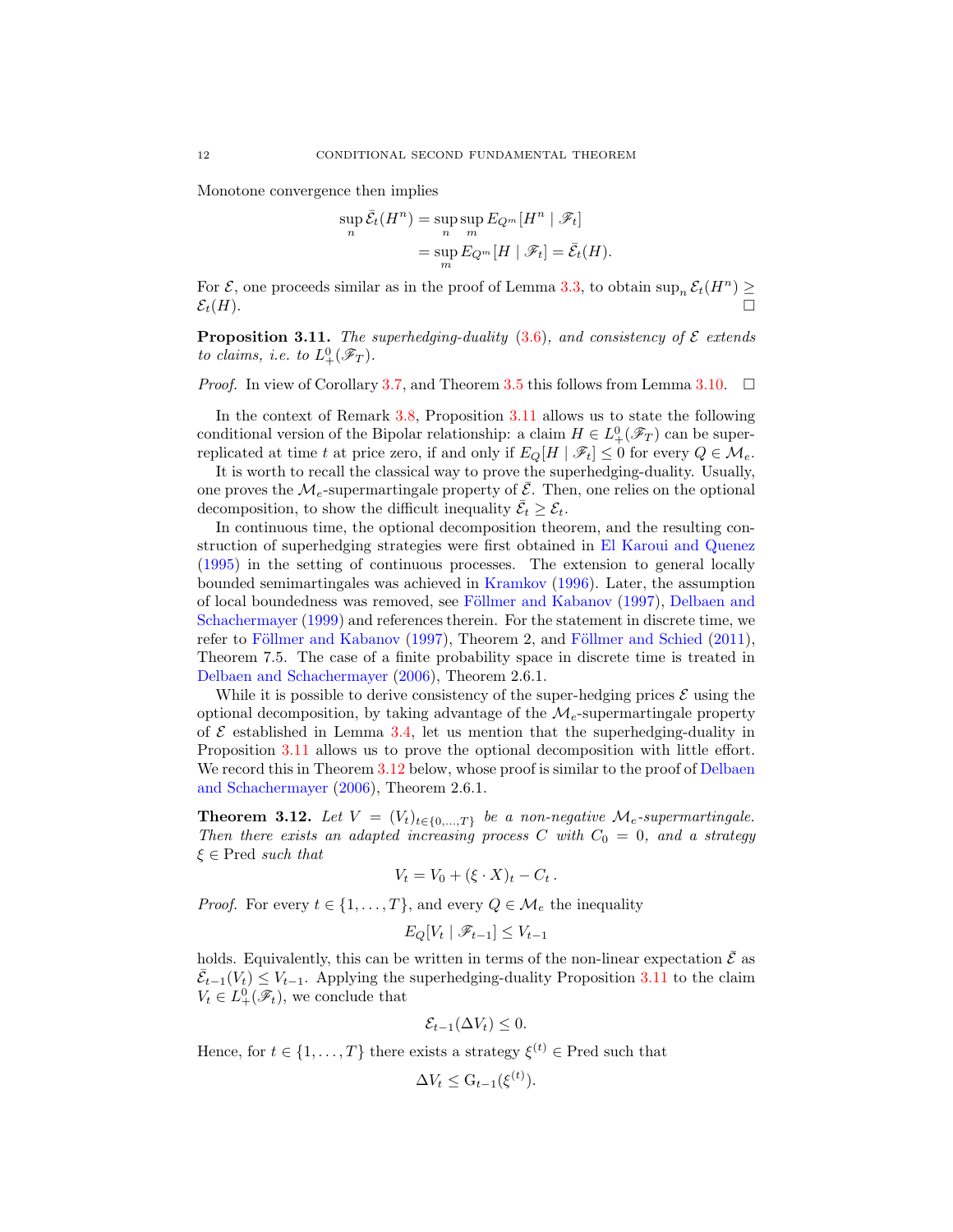Monotone convergence then implies

$$\sup_n \bar{\mathcal{E}}_t(H^n) = \sup_n \sup_m E_{Q^m}[H^n \mid \mathscr{F}_t]$$
$$= \sup_m E_{Q^m}[H \mid \mathscr{F}_t] = \bar{\mathcal{E}}_t(H).$$

For $\mathcal{E}$, one proceeds similar as in the proof of Lemma 3.3, to obtain $\sup_n \mathcal{E}_t(H^n) \geq \mathcal{E}_t(H)$. □

**Proposition 3.11.** *The superhedging-duality (3.6), and consistency of $\mathcal{E}$ extends to claims, i.e. to $L^0_+(\mathscr{F}_T)$.*

*Proof.* In view of Corollary 3.7, and Theorem 3.5 this follows from Lemma 3.10. □

In the context of Remark 3.8, Proposition 3.11 allows us to state the following conditional version of the Bipolar relationship: a claim $H \in L^0_+(\mathscr{F}_T)$ can be super-replicated at time $t$ at price zero, if and only if $E_Q[H \mid \mathscr{F}_t] \leq 0$ for every $Q \in \mathcal{M}_e$.

It is worth to recall the classical way to prove the superhedging-duality. Usually, one proves the $\mathcal{M}_e$-supermartingale property of $\bar{\mathcal{E}}$. Then, one relies on the optional decomposition, to show the difficult inequality $\bar{\mathcal{E}}_t \geq \mathcal{E}_t$.

In continuous time, the optional decomposition theorem, and the resulting construction of superhedging strategies were first obtained in El Karoui and Quenez (1995) in the setting of continuous processes. The extension to general locally bounded semimartingales was achieved in Kramkov (1996). Later, the assumption of local boundedness was removed, see Föllmer and Kabanov (1997), Delbaen and Schachermayer (1999) and references therein. For the statement in discrete time, we refer to Föllmer and Kabanov (1997), Theorem 2, and Föllmer and Schied (2011), Theorem 7.5. The case of a finite probability space in discrete time is treated in Delbaen and Schachermayer (2006), Theorem 2.6.1.

While it is possible to derive consistency of the super-hedging prices $\mathcal{E}$ using the optional decomposition, by taking advantage of the $\mathcal{M}_e$-supermartingale property of $\mathcal{E}$ established in Lemma 3.4, let us mention that the superhedging-duality in Proposition 3.11 allows us to prove the optional decomposition with little effort. We record this in Theorem 3.12 below, whose proof is similar to the proof of Delbaen and Schachermayer (2006), Theorem 2.6.1.

**Theorem 3.12.** *Let $V = (V_t)_{t \in \{0,\dots,T\}}$ be a non-negative $\mathcal{M}_e$-supermartingale. Then there exists an adapted increasing process $C$ with $C_0 = 0$, and a strategy $\xi \in \mathrm{Pred}$ such that*

$$V_t = V_0 + (\xi \cdot X)_t - C_t \,.$$

*Proof.* For every $t \in \{1,\dots,T\}$, and every $Q \in \mathcal{M}_e$ the inequality

$$E_Q[V_t \mid \mathscr{F}_{t-1}] \leq V_{t-1}$$

holds. Equivalently, this can be written in terms of the non-linear expectation $\bar{\mathcal{E}}$ as $\bar{\mathcal{E}}_{t-1}(V_t) \leq V_{t-1}$. Applying the superhedging-duality Proposition 3.11 to the claim $V_t \in L^0_+(\mathscr{F}_t)$, we conclude that

$$\mathcal{E}_{t-1}(\Delta V_t) \leq 0.$$

Hence, for $t \in \{1,\dots,T\}$ there exists a strategy $\xi^{(t)} \in \mathrm{Pred}$ such that

$$\Delta V_t \leq \mathrm{G}_{t-1}(\xi^{(t)}).$$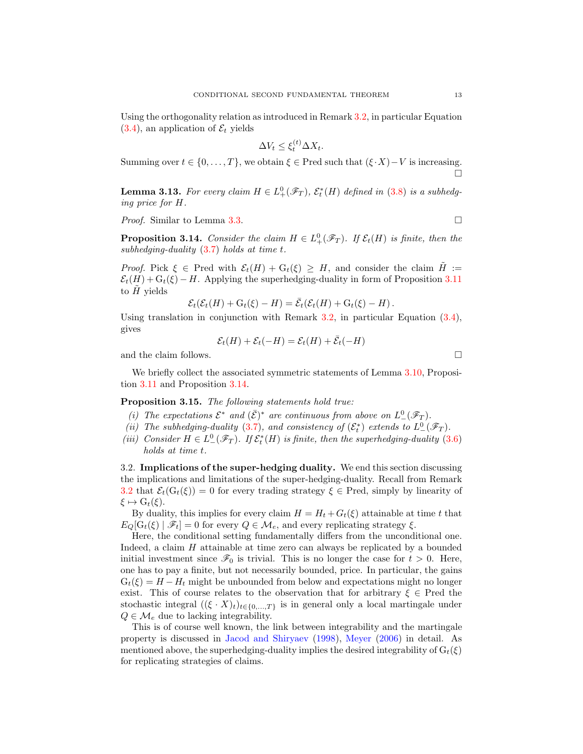Using the orthogonality relation as introduced in Remark 3.2, in particular Equation (3.4), an application of $\mathcal{E}_t$ yields

$$\Delta V_t \leq \xi_t^{(t)} \Delta X_t.$$

Summing over $t \in \{0, \dots, T\}$, we obtain $\xi \in \text{Pred}$ such that $(\xi \cdot X) - V$ is increasing. ☐

**Lemma 3.13.** *For every claim $H \in L^0_+(\mathscr{F}_T)$, $\mathcal{E}^*_t(H)$ defined in (3.8) is a subhedging price for $H$.*

*Proof.* Similar to Lemma 3.3. ☐

**Proposition 3.14.** *Consider the claim $H \in L^0_+(\mathscr{F}_T)$. If $\mathcal{E}_t(H)$ is finite, then the subhedging-duality (3.7) holds at time $t$.*

*Proof.* Pick $\xi \in \text{Pred}$ with $\mathcal{E}_t(H) + \mathrm{G}_t(\xi) \geq H$, and consider the claim $\tilde{H} := \mathcal{E}_t(H) + \mathrm{G}_t(\xi) - H$. Applying the superhedging-duality in form of Proposition 3.11 to $\tilde{H}$ yields

$$\mathcal{E}_t(\mathcal{E}_t(H) + \mathrm{G}_t(\xi) - H) = \bar{\mathcal{E}}_t(\mathcal{E}_t(H) + \mathrm{G}_t(\xi) - H)\,.$$

Using translation in conjunction with Remark 3.2, in particular Equation (3.4), gives

$$\mathcal{E}_t(H) + \mathcal{E}_t(-H) = \mathcal{E}_t(H) + \bar{\mathcal{E}}_t(-H)$$

and the claim follows. ☐

We briefly collect the associated symmetric statements of Lemma 3.10, Proposition 3.11 and Proposition 3.14.

**Proposition 3.15.** *The following statements hold true:*

*(i) The expectations $\mathcal{E}^*$ and $(\bar{\mathcal{E}})^*$ are continuous from above on $L^0_-(\mathscr{F}_T)$.*

*(ii) The subhedging-duality (3.7), and consistency of $(\mathcal{E}^*_t)$ extends to $L^0_-(\mathscr{F}_T)$.*

*(iii) Consider $H \in L^0_-(\mathscr{F}_T)$. If $\mathcal{E}^*_t(H)$ is finite, then the superhedging-duality (3.6) holds at time $t$.*

3.2. **Implications of the super-hedging duality.** We end this section discussing the implications and limitations of the super-hedging-duality. Recall from Remark 3.2 that $\mathcal{E}_t(\mathrm{G}_t(\xi)) = 0$ for every trading strategy $\xi \in \text{Pred}$, simply by linearity of $\xi \mapsto \mathrm{G}_t(\xi)$.

By duality, this implies for every claim $H = H_t + G_t(\xi)$ attainable at time $t$ that $E_Q[\mathrm{G}_t(\xi) \mid \mathscr{F}_t] = 0$ for every $Q \in \mathcal{M}_e$, and every replicating strategy $\xi$.

Here, the conditional setting fundamentally differs from the unconditional one. Indeed, a claim $H$ attainable at time zero can always be replicated by a bounded initial investment since $\mathscr{F}_0$ is trivial. This is no longer the case for $t > 0$. Here, one has to pay a finite, but not necessarily bounded, price. In particular, the gains $\mathrm{G}_t(\xi) = H - H_t$ might be unbounded from below and expectations might no longer exist. This of course relates to the observation that for arbitrary $\xi \in \text{Pred}$ the stochastic integral $((\xi \cdot X)_t)_{t \in \{0,\dots,T\}}$ is in general only a local martingale under $Q \in \mathcal{M}_e$ due to lacking integrability.

This is of course well known, the link between integrability and the martingale property is discussed in Jacod and Shiryaev (1998), Meyer (2006) in detail. As mentioned above, the superhedging-duality implies the desired integrability of $\mathrm{G}_t(\xi)$ for replicating strategies of claims.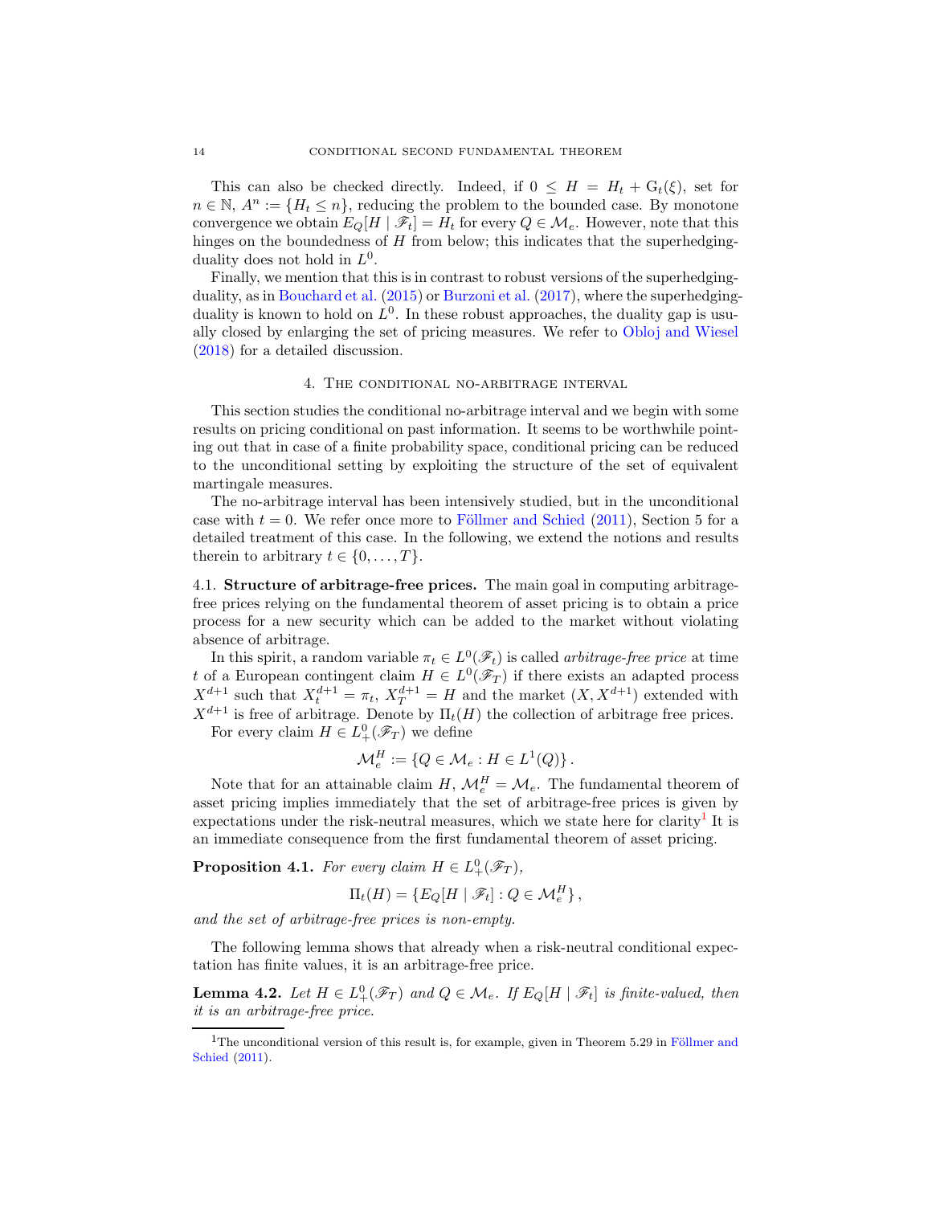This can also be checked directly. Indeed, if $0 \leq H = H_t + \mathrm{G}_t(\xi)$, set for $n \in \mathbb{N}$, $A^n := \{H_t \leq n\}$, reducing the problem to the bounded case. By monotone convergence we obtain $E_Q[H \mid \mathscr{F}_t] = H_t$ for every $Q \in \mathcal{M}_e$. However, note that this hinges on the boundedness of $H$ from below; this indicates that the superhedging-duality does not hold in $L^0$.

Finally, we mention that this is in contrast to robust versions of the superhedging-duality, as in Bouchard et al. (2015) or Burzoni et al. (2017), where the superhedging-duality is known to hold on $L^0$. In these robust approaches, the duality gap is usually closed by enlarging the set of pricing measures. We refer to Obloj and Wiesel (2018) for a detailed discussion.

## 4. The conditional no-arbitrage interval

This section studies the conditional no-arbitrage interval and we begin with some results on pricing conditional on past information. It seems to be worthwhile pointing out that in case of a finite probability space, conditional pricing can be reduced to the unconditional setting by exploiting the structure of the set of equivalent martingale measures.

The no-arbitrage interval has been intensively studied, but in the unconditional case with $t = 0$. We refer once more to Föllmer and Schied (2011), Section 5 for a detailed treatment of this case. In the following, we extend the notions and results therein to arbitrary $t \in \{0, \ldots, T\}$.

### 4.1. Structure of arbitrage-free prices.

The main goal in computing arbitrage-free prices relying on the fundamental theorem of asset pricing is to obtain a price process for a new security which can be added to the market without violating absence of arbitrage.

In this spirit, a random variable $\pi_t \in L^0(\mathscr{F}_t)$ is called *arbitrage-free price* at time $t$ of a European contingent claim $H \in L^0(\mathscr{F}_T)$ if there exists an adapted process $X^{d+1}$ such that $X_t^{d+1} = \pi_t$, $X_T^{d+1} = H$ and the market $(X, X^{d+1})$ extended with $X^{d+1}$ is free of arbitrage. Denote by $\Pi_t(H)$ the collection of arbitrage free prices.

For every claim $H \in L^0_+(\mathscr{F}_T)$ we define

$$\mathcal{M}_e^H := \{Q \in \mathcal{M}_e : H \in L^1(Q)\}.$$

Note that for an attainable claim $H$, $\mathcal{M}_e^H = \mathcal{M}_e$. The fundamental theorem of asset pricing implies immediately that the set of arbitrage-free prices is given by expectations under the risk-neutral measures, which we state here for clarity[1] It is an immediate consequence from the first fundamental theorem of asset pricing.

**Proposition 4.1.** *For every claim $H \in L^0_+(\mathscr{F}_T)$,*

$$\Pi_t(H) = \{E_Q[H \mid \mathscr{F}_t] : Q \in \mathcal{M}_e^H\},$$

*and the set of arbitrage-free prices is non-empty.*

The following lemma shows that already when a risk-neutral conditional expectation has finite values, it is an arbitrage-free price.

**Lemma 4.2.** *Let $H \in L^0_+(\mathscr{F}_T)$ and $Q \in \mathcal{M}_e$. If $E_Q[H \mid \mathscr{F}_t]$ is finite-valued, then it is an arbitrage-free price.*

---

[1] The unconditional version of this result is, for example, given in Theorem 5.29 in Föllmer and Schied (2011).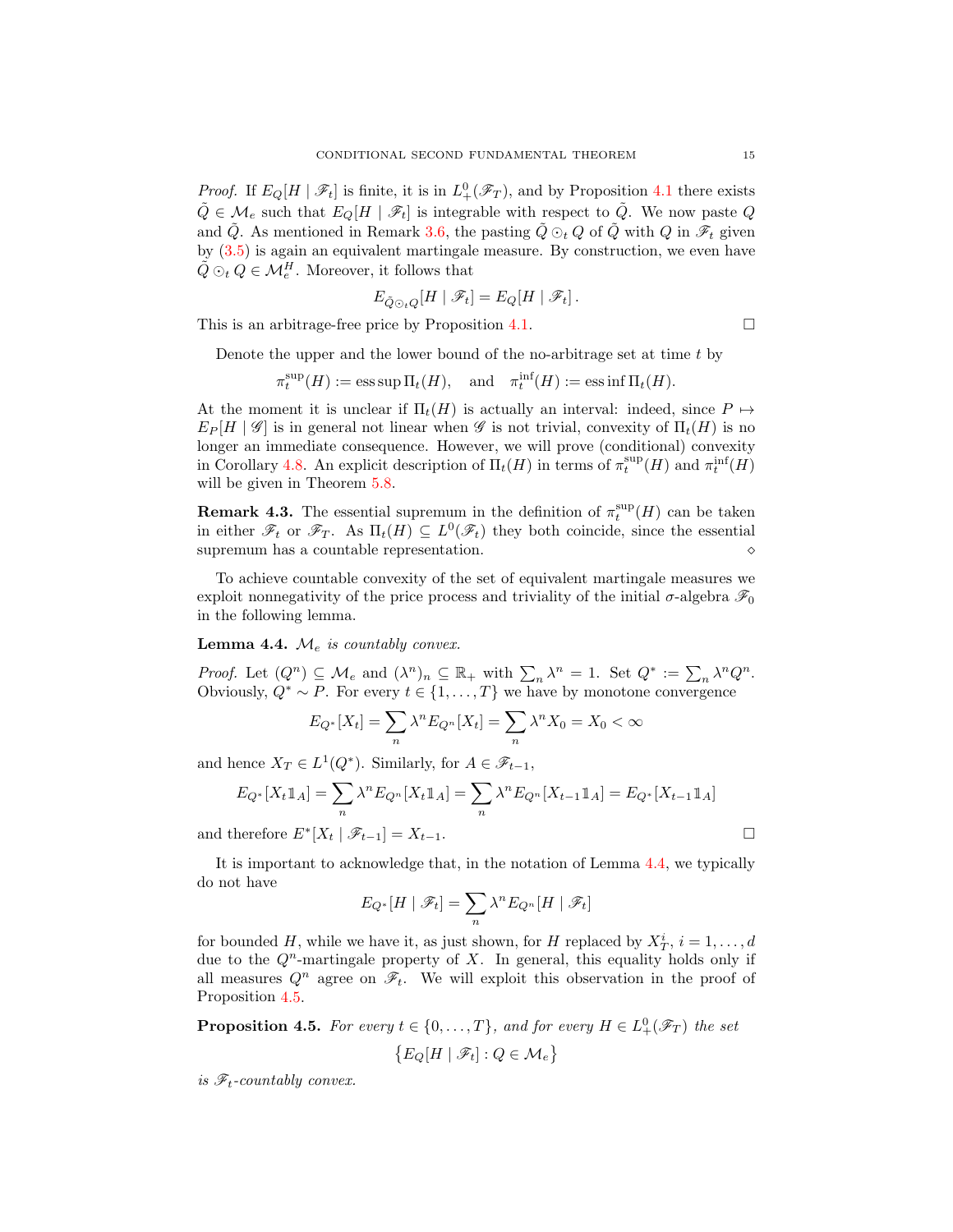*Proof.* If $E_Q[H \mid \mathscr{F}_t]$ is finite, it is in $L^0_+(\mathscr{F}_T)$, and by Proposition 4.1 there exists $\tilde{Q} \in \mathcal{M}_e$ such that $E_Q[H \mid \mathscr{F}_t]$ is integrable with respect to $\tilde{Q}$. We now paste $Q$ and $\tilde{Q}$. As mentioned in Remark 3.6, the pasting $\tilde{Q} \odot_t Q$ of $\tilde{Q}$ with $Q$ in $\mathscr{F}_t$ given by (3.5) is again an equivalent martingale measure. By construction, we even have $\tilde{Q} \odot_t Q \in \mathcal{M}_e^H$. Moreover, it follows that

$$E_{\tilde{Q} \odot_t Q}[H \mid \mathscr{F}_t] = E_Q[H \mid \mathscr{F}_t]\,.$$

This is an arbitrage-free price by Proposition 4.1. □

Denote the upper and the lower bound of the no-arbitrage set at time $t$ by

$$\pi_t^{\sup}(H) := \operatorname{ess\,sup} \Pi_t(H), \quad \text{and} \quad \pi_t^{\inf}(H) := \operatorname{ess\,inf} \Pi_t(H).$$

At the moment it is unclear if $\Pi_t(H)$ is actually an interval: indeed, since $P \mapsto E_P[H \mid \mathscr{G}]$ is in general not linear when $\mathscr{G}$ is not trivial, convexity of $\Pi_t(H)$ is no longer an immediate consequence. However, we will prove (conditional) convexity in Corollary 4.8. An explicit description of $\Pi_t(H)$ in terms of $\pi_t^{\sup}(H)$ and $\pi_t^{\inf}(H)$ will be given in Theorem 5.8.

**Remark 4.3.** The essential supremum in the definition of $\pi_t^{\sup}(H)$ can be taken in either $\mathscr{F}_t$ or $\mathscr{F}_T$. As $\Pi_t(H) \subseteq L^0(\mathscr{F}_t)$ they both coincide, since the essential supremum has a countable representation. ⋄

To achieve countable convexity of the set of equivalent martingale measures we exploit nonnegativity of the price process and triviality of the initial $\sigma$-algebra $\mathscr{F}_0$ in the following lemma.

**Lemma 4.4.** *$\mathcal{M}_e$ is countably convex.*

*Proof.* Let $(Q^n) \subseteq \mathcal{M}_e$ and $(\lambda^n)_n \subseteq \mathbb{R}_+$ with $\sum_n \lambda^n = 1$. Set $Q^* := \sum_n \lambda^n Q^n$. Obviously, $Q^* \sim P$. For every $t \in \{1, \dots, T\}$ we have by monotone convergence

$$E_{Q^*}[X_t] = \sum_n \lambda^n E_{Q^n}[X_t] = \sum_n \lambda^n X_0 = X_0 < \infty$$

and hence $X_T \in L^1(Q^*)$. Similarly, for $A \in \mathscr{F}_{t-1}$,

$$E_{Q^*}[X_t \mathbb{1}_A] = \sum_n \lambda^n E_{Q^n}[X_t \mathbb{1}_A] = \sum_n \lambda^n E_{Q^n}[X_{t-1} \mathbb{1}_A] = E_{Q^*}[X_{t-1} \mathbb{1}_A]$$

and therefore $E^*[X_t \mid \mathscr{F}_{t-1}] = X_{t-1}$. □

It is important to acknowledge that, in the notation of Lemma 4.4, we typically do not have

$$E_{Q^*}[H \mid \mathscr{F}_t] = \sum_n \lambda^n E_{Q^n}[H \mid \mathscr{F}_t]$$

for bounded $H$, while we have it, as just shown, for $H$ replaced by $X_T^i$, $i = 1, \dots, d$ due to the $Q^n$-martingale property of $X$. In general, this equality holds only if all measures $Q^n$ agree on $\mathscr{F}_t$. We will exploit this observation in the proof of Proposition 4.5.

**Proposition 4.5.** *For every $t \in \{0, \dots, T\}$, and for every $H \in L^0_+(\mathscr{F}_T)$ the set*

$$\left\{ E_Q[H \mid \mathscr{F}_t] : Q \in \mathcal{M}_e \right\}$$

*is $\mathscr{F}_t$-countably convex.*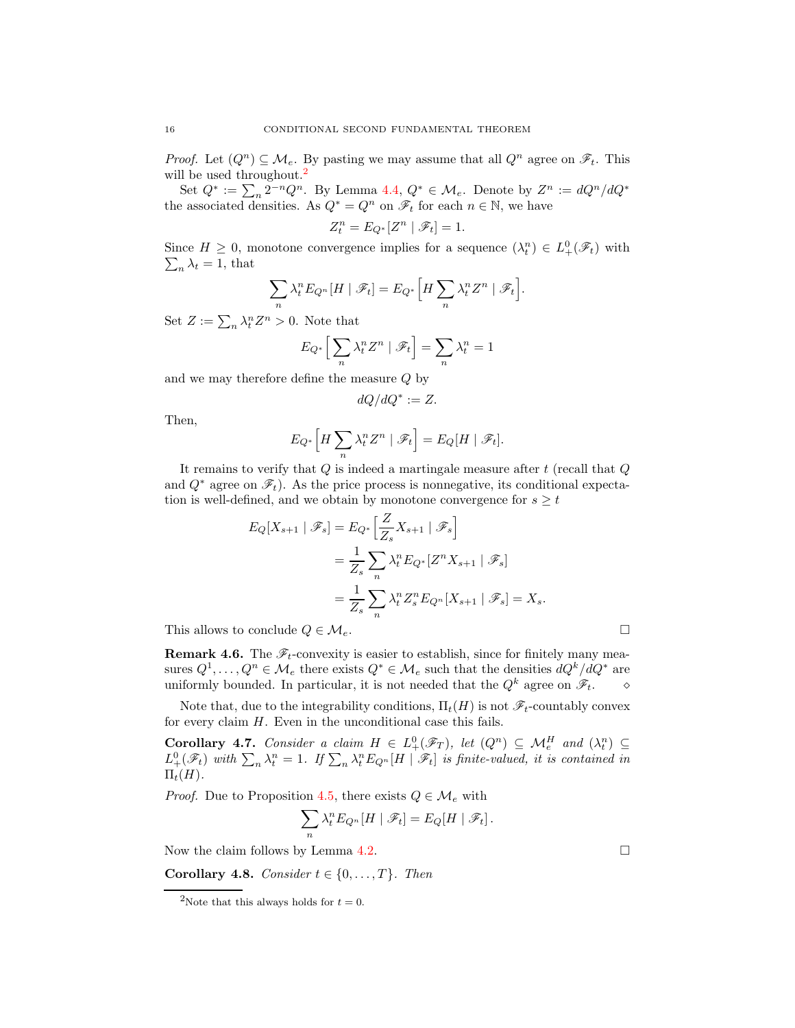*Proof.* Let $(Q^n) \subseteq \mathcal{M}_e$. By pasting we may assume that all $Q^n$ agree on $\mathscr{F}_t$. This will be used throughout.[2]

Set $Q^* := \sum_n 2^{-n} Q^n$. By Lemma 4.4, $Q^* \in \mathcal{M}_e$. Denote by $Z^n := dQ^n/dQ^*$ the associated densities. As $Q^* = Q^n$ on $\mathscr{F}_t$ for each $n \in \mathbb{N}$, we have

$$Z_t^n = E_{Q^*}[Z^n \mid \mathscr{F}_t] = 1.$$

Since $H \geq 0$, monotone convergence implies for a sequence $(\lambda_t^n) \in L_+^0(\mathscr{F}_t)$ with $\sum_n \lambda_t = 1$, that

$$\sum_n \lambda_t^n E_{Q^n}[H \mid \mathscr{F}_t] = E_{Q^*}\Big[H \sum_n \lambda_t^n Z^n \mid \mathscr{F}_t\Big].$$

Set $Z := \sum_n \lambda_t^n Z^n > 0$. Note that

$$E_{Q^*}\Big[\sum_n \lambda_t^n Z^n \mid \mathscr{F}_t\Big] = \sum_n \lambda_t^n = 1$$

and we may therefore define the measure $Q$ by

$$dQ/dQ^* := Z.$$

Then,

$$E_{Q^*}\Big[H \sum_n \lambda_t^n Z^n \mid \mathscr{F}_t\Big] = E_Q[H \mid \mathscr{F}_t].$$

It remains to verify that $Q$ is indeed a martingale measure after $t$ (recall that $Q$ and $Q^*$ agree on $\mathscr{F}_t$). As the price process is nonnegative, its conditional expectation is well-defined, and we obtain by monotone convergence for $s \geq t$

$$\begin{aligned}
E_Q[X_{s+1} \mid \mathscr{F}_s] &= E_{Q^*}\Big[\frac{Z}{Z_s} X_{s+1} \mid \mathscr{F}_s\Big] \\
&= \frac{1}{Z_s} \sum_n \lambda_t^n E_{Q^*}[Z^n X_{s+1} \mid \mathscr{F}_s] \\
&= \frac{1}{Z_s} \sum_n \lambda_t^n Z_s^n E_{Q^n}[X_{s+1} \mid \mathscr{F}_s] = X_s.
\end{aligned}$$

This allows to conclude $Q \in \mathcal{M}_e$. $\square$

**Remark 4.6.** The $\mathscr{F}_t$-convexity is easier to establish, since for finitely many measures $Q^1, \dots, Q^n \in \mathcal{M}_e$ there exists $Q^* \in \mathcal{M}_e$ such that the densities $dQ^k/dQ^*$ are uniformly bounded. In particular, it is not needed that the $Q^k$ agree on $\mathscr{F}_t$. $\diamond$

Note that, due to the integrability conditions, $\Pi_t(H)$ is not $\mathscr{F}_t$-countably convex for every claim $H$. Even in the unconditional case this fails.

**Corollary 4.7.** *Consider a claim $H \in L_+^0(\mathscr{F}_T)$, let $(Q^n) \subseteq \mathcal{M}_e^H$ and $(\lambda_t^n) \subseteq L_+^0(\mathscr{F}_t)$ with $\sum_n \lambda_t^n = 1$. If $\sum_n \lambda_t^n E_{Q^n}[H \mid \mathscr{F}_t]$ is finite-valued, it is contained in $\Pi_t(H)$.*

*Proof.* Due to Proposition 4.5, there exists $Q \in \mathcal{M}_e$ with

$$\sum_n \lambda_t^n E_{Q^n}[H \mid \mathscr{F}_t] = E_Q[H \mid \mathscr{F}_t].$$

Now the claim follows by Lemma 4.2. $\square$

**Corollary 4.8.** *Consider $t \in \{0, \dots, T\}$. Then*

[2] Note that this always holds for $t = 0$.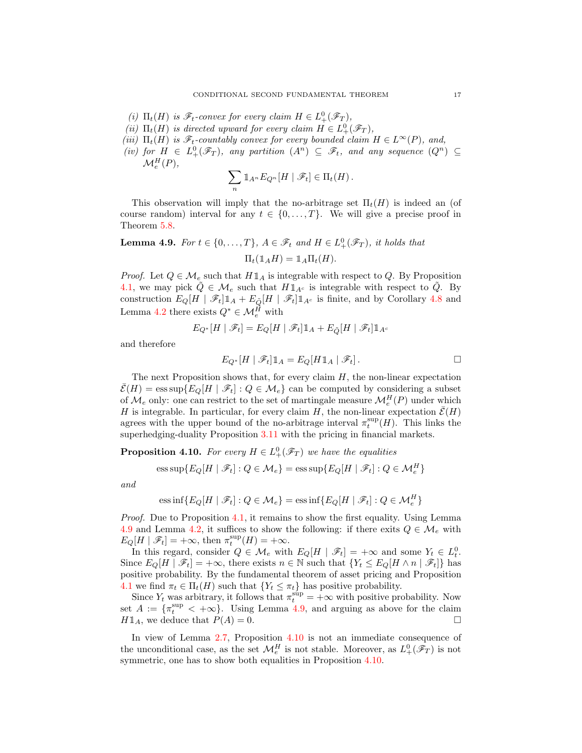*(i)* $\Pi_t(H)$ *is* $\mathscr{F}_t$*-convex for every claim* $H \in L^0_+(\mathscr{F}_T)$*,*

*(ii)* $\Pi_t(H)$ *is directed upward for every claim* $H \in L^0_+(\mathscr{F}_T)$*,*

*(iii)* $\Pi_t(H)$ *is* $\mathscr{F}_t$*-countably convex for every bounded claim* $H \in L^\infty(P)$*, and,*

*(iv) for* $H \in L^0_+(\mathscr{F}_T)$*, any partition* $(A^n) \subseteq \mathscr{F}_t$*, and any sequence* $(Q^n) \subseteq \mathcal{M}^H_e(P)$*,*

$$\sum_n \mathbb{1}_{A^n} E_{Q^n}[H \mid \mathscr{F}_t] \in \Pi_t(H)\,.$$

This observation will imply that the no-arbitrage set $\Pi_t(H)$ is indeed an (of course random) interval for any $t \in \{0, \dots, T\}$. We will give a precise proof in Theorem 5.8.

**Lemma 4.9.** *For* $t \in \{0, \dots, T\}$*,* $A \in \mathscr{F}_t$ *and* $H \in L^0_+(\mathscr{F}_T)$*, it holds that*

$$\Pi_t(\mathbb{1}_A H) = \mathbb{1}_A \Pi_t(H).$$

*Proof.* Let $Q \in \mathcal{M}_e$ such that $H\mathbb{1}_A$ is integrable with respect to $Q$. By Proposition 4.1, we may pick $\tilde{Q} \in \mathcal{M}_e$ such that $H\mathbb{1}_{A^c}$ is integrable with respect to $\tilde{Q}$. By construction $E_Q[H \mid \mathscr{F}_t]\mathbb{1}_A + E_{\tilde{Q}}[H \mid \mathscr{F}_t]\mathbb{1}_{A^c}$ is finite, and by Corollary 4.8 and Lemma 4.2 there exists $Q^* \in \mathcal{M}^H_e$ with

$$E_{Q^*}[H \mid \mathscr{F}_t] = E_Q[H \mid \mathscr{F}_t]\mathbb{1}_A + E_{\tilde{Q}}[H \mid \mathscr{F}_t]\mathbb{1}_{A^c}$$

and therefore

$$E_{Q^*}[H \mid \mathscr{F}_t]\mathbb{1}_A = E_Q[H\mathbb{1}_A \mid \mathscr{F}_t]\,. \qquad \square$$

The next Proposition shows that, for every claim $H$, the non-linear expectation $\bar{\mathcal{E}}(H) = \operatorname{ess\,sup}\{E_Q[H \mid \mathscr{F}_t] : Q \in \mathcal{M}_e\}$ can be computed by considering a subset of $\mathcal{M}_e$ only: one can restrict to the set of martingale measure $\mathcal{M}^H_e(P)$ under which $H$ is integrable. In particular, for every claim $H$, the non-linear expectation $\bar{\mathcal{E}}(H)$ agrees with the upper bound of the no-arbitrage interval $\pi^{\sup}_t(H)$. This links the superhedging-duality Proposition 3.11 with the pricing in financial markets.

**Proposition 4.10.** *For every* $H \in L^0_+(\mathscr{F}_T)$ *we have the equalities*

$$\operatorname{ess\,sup}\{E_Q[H \mid \mathscr{F}_t] : Q \in \mathcal{M}_e\} = \operatorname{ess\,sup}\{E_Q[H \mid \mathscr{F}_t] : Q \in \mathcal{M}^H_e\}$$

*and*

$$\operatorname{ess\,inf}\{E_Q[H \mid \mathscr{F}_t] : Q \in \mathcal{M}_e\} = \operatorname{ess\,inf}\{E_Q[H \mid \mathscr{F}_t] : Q \in \mathcal{M}^H_e\}$$

*Proof.* Due to Proposition 4.1, it remains to show the first equality. Using Lemma 4.9 and Lemma 4.2, it suffices to show the following: if there exits $Q \in \mathcal{M}_e$ with $E_Q[H \mid \mathscr{F}_t] = +\infty$, then $\pi^{\sup}_t(H) = +\infty$.

In this regard, consider $Q \in \mathcal{M}_e$ with $E_Q[H \mid \mathscr{F}_t] = +\infty$ and some $Y_t \in L^0_t$. Since $E_Q[H \mid \mathscr{F}_t] = +\infty$, there exists $n \in \mathbb{N}$ such that $\{Y_t \leq E_Q[H \wedge n \mid \mathscr{F}_t]\}$ has positive probability. By the fundamental theorem of asset pricing and Proposition 4.1 we find $\pi_t \in \Pi_t(H)$ such that $\{Y_t \leq \pi_t\}$ has positive probability.

Since $Y_t$ was arbitrary, it follows that $\pi^{\sup}_t = +\infty$ with positive probability. Now set $A := \{\pi^{\sup}_t < +\infty\}$. Using Lemma 4.9, and arguing as above for the claim $H\mathbb{1}_A$, we deduce that $P(A) = 0$. $\square$

In view of Lemma 2.7, Proposition 4.10 is not an immediate consequence of the unconditional case, as the set $\mathcal{M}^H_e$ is not stable. Moreover, as $L^0_+(\mathscr{F}_T)$ is not symmetric, one has to show both equalities in Proposition 4.10.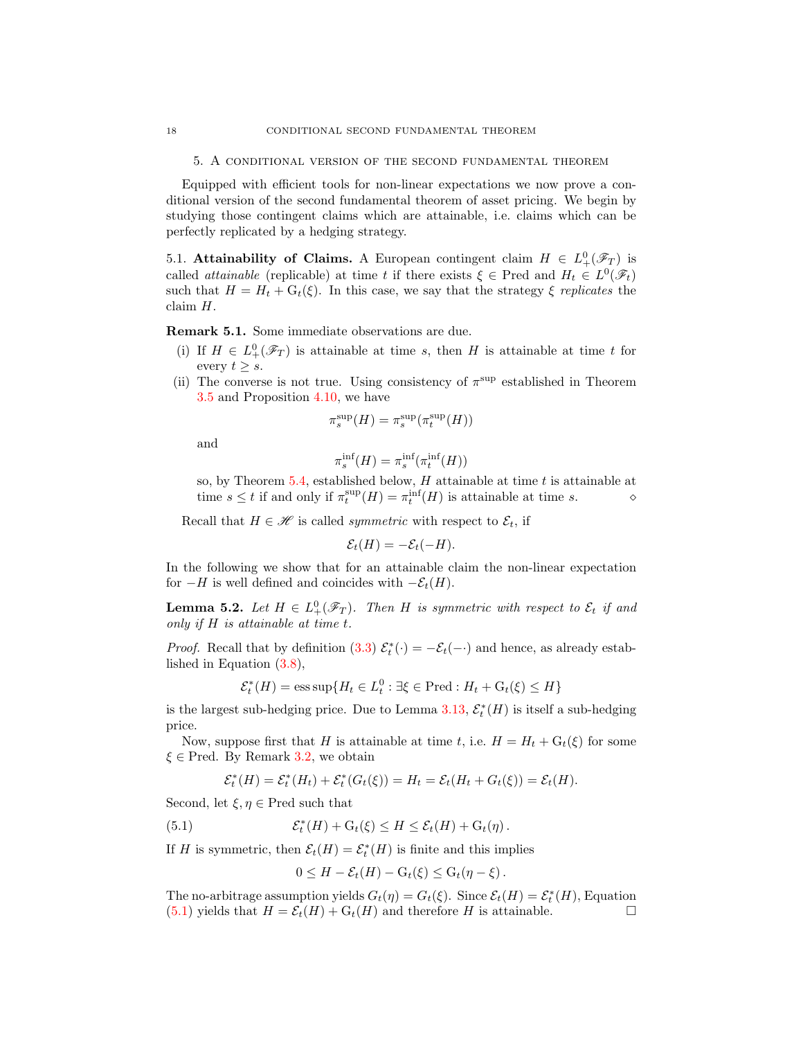## 5. A conditional version of the second fundamental theorem

Equipped with efficient tools for non-linear expectations we now prove a conditional version of the second fundamental theorem of asset pricing. We begin by studying those contingent claims which are attainable, i.e. claims which can be perfectly replicated by a hedging strategy.

5.1. **Attainability of Claims.** A European contingent claim $H \in L^0_+(\mathscr{F}_T)$ is called *attainable* (replicable) at time $t$ if there exists $\xi \in \text{Pred}$ and $H_t \in L^0(\mathscr{F}_t)$ such that $H = H_t + \mathrm{G}_t(\xi)$. In this case, we say that the strategy $\xi$ *replicates* the claim $H$.

**Remark 5.1.** Some immediate observations are due.

(i) If $H \in L^0_+(\mathscr{F}_T)$ is attainable at time $s$, then $H$ is attainable at time $t$ for every $t \geq s$.

(ii) The converse is not true. Using consistency of $\pi^{\sup}$ established in Theorem 3.5 and Proposition 4.10, we have
$$\pi_s^{\sup}(H) = \pi_s^{\sup}(\pi_t^{\sup}(H))$$
and
$$\pi_s^{\inf}(H) = \pi_s^{\inf}(\pi_t^{\inf}(H))$$
so, by Theorem 5.4, established below, $H$ attainable at time $t$ is attainable at time $s \leq t$ if and only if $\pi_t^{\sup}(H) = \pi_t^{\inf}(H)$ is attainable at time $s$. ⋄

Recall that $H \in \mathscr{H}$ is called *symmetric* with respect to $\mathcal{E}_t$, if
$$\mathcal{E}_t(H) = -\mathcal{E}_t(-H).$$
In the following we show that for an attainable claim the non-linear expectation for $-H$ is well defined and coincides with $-\mathcal{E}_t(H)$.

**Lemma 5.2.** *Let $H \in L^0_+(\mathscr{F}_T)$. Then $H$ is symmetric with respect to $\mathcal{E}_t$ if and only if $H$ is attainable at time $t$.*

*Proof.* Recall that by definition (3.3) $\mathcal{E}^*_t(\cdot) = -\mathcal{E}_t(-\cdot)$ and hence, as already established in Equation (3.8),
$$\mathcal{E}^*_t(H) = \operatorname{ess\,sup}\{H_t \in L^0_t : \exists \xi \in \text{Pred} : H_t + \mathrm{G}_t(\xi) \leq H\}$$
is the largest sub-hedging price. Due to Lemma 3.13, $\mathcal{E}^*_t(H)$ is itself a sub-hedging price.

Now, suppose first that $H$ is attainable at time $t$, i.e. $H = H_t + \mathrm{G}_t(\xi)$ for some $\xi \in \text{Pred}$. By Remark 3.2, we obtain
$$\mathcal{E}^*_t(H) = \mathcal{E}^*_t(H_t) + \mathcal{E}^*_t(G_t(\xi)) = H_t = \mathcal{E}_t(H_t + G_t(\xi)) = \mathcal{E}_t(H).$$
Second, let $\xi, \eta \in \text{Pred}$ such that
$$\mathcal{E}^*_t(H) + \mathrm{G}_t(\xi) \leq H \leq \mathcal{E}_t(H) + \mathrm{G}_t(\eta)\,. \tag{5.1}$$
If $H$ is symmetric, then $\mathcal{E}_t(H) = \mathcal{E}^*_t(H)$ is finite and this implies
$$0 \leq H - \mathcal{E}_t(H) - \mathrm{G}_t(\xi) \leq \mathrm{G}_t(\eta - \xi)\,.$$
The no-arbitrage assumption yields $G_t(\eta) = G_t(\xi)$. Since $\mathcal{E}_t(H) = \mathcal{E}^*_t(H)$, Equation (5.1) yields that $H = \mathcal{E}_t(H) + G_t(H)$ and therefore $H$ is attainable. □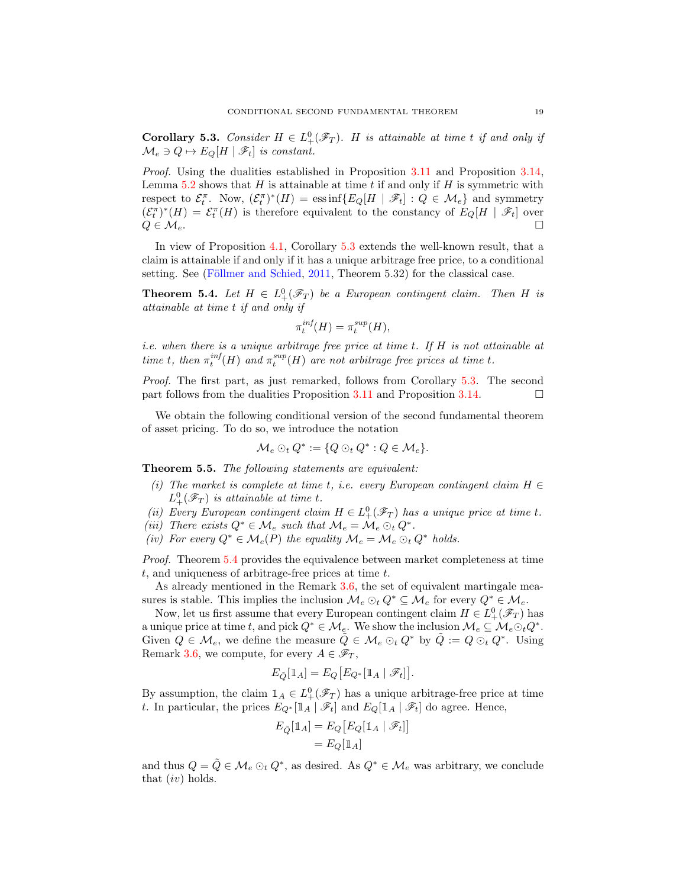**Corollary 5.3.** *Consider $H \in L^0_+(\mathscr{F}_T)$. $H$ is attainable at time $t$ if and only if $\mathcal{M}_e \ni Q \mapsto E_Q[H \mid \mathscr{F}_t]$ is constant.*

*Proof.* Using the dualities established in Proposition 3.11 and Proposition 3.14, Lemma 5.2 shows that $H$ is attainable at time $t$ if and only if $H$ is symmetric with respect to $\mathcal{E}^\pi_t$. Now, $(\mathcal{E}^\pi_t)^*(H) = \operatorname{ess\,inf}\{E_Q[H \mid \mathscr{F}_t] : Q \in \mathcal{M}_e\}$ and symmetry $(\mathcal{E}^\pi_t)^*(H) = \mathcal{E}^\pi_t(H)$ is therefore equivalent to the constancy of $E_Q[H \mid \mathscr{F}_t]$ over $Q \in \mathcal{M}_e$. □

In view of Proposition 4.1, Corollary 5.3 extends the well-known result, that a claim is attainable if and only if it has a unique arbitrage free price, to a conditional setting. See (Föllmer and Schied, 2011, Theorem 5.32) for the classical case.

**Theorem 5.4.** *Let $H \in L^0_+(\mathscr{F}_T)$ be a European contingent claim. Then $H$ is attainable at time $t$ if and only if*

$$\pi^{inf}_t(H) = \pi^{sup}_t(H),$$

*i.e. when there is a unique arbitrage free price at time $t$. If $H$ is not attainable at time $t$, then $\pi^{inf}_t(H)$ and $\pi^{sup}_t(H)$ are not arbitrage free prices at time $t$.*

*Proof.* The first part, as just remarked, follows from Corollary 5.3. The second part follows from the dualities Proposition 3.11 and Proposition 3.14. □

We obtain the following conditional version of the second fundamental theorem of asset pricing. To do so, we introduce the notation

$$\mathcal{M}_e \odot_t Q^* := \{Q \odot_t Q^* : Q \in \mathcal{M}_e\}.$$

**Theorem 5.5.** *The following statements are equivalent:*

*(i) The market is complete at time $t$, i.e. every European contingent claim $H \in L^0_+(\mathscr{F}_T)$ is attainable at time $t$.*
*(ii) Every European contingent claim $H \in L^0_+(\mathscr{F}_T)$ has a unique price at time $t$.*
*(iii) There exists $Q^* \in \mathcal{M}_e$ such that $\mathcal{M}_e = \mathcal{M}_e \odot_t Q^*$.*
*(iv) For every $Q^* \in \mathcal{M}_e(P)$ the equality $\mathcal{M}_e = \mathcal{M}_e \odot_t Q^*$ holds.*

*Proof.* Theorem 5.4 provides the equivalence between market completeness at time $t$, and uniqueness of arbitrage-free prices at time $t$.

As already mentioned in the Remark 3.6, the set of equivalent martingale measures is stable. This implies the inclusion $\mathcal{M}_e \odot_t Q^* \subseteq \mathcal{M}_e$ for every $Q^* \in \mathcal{M}_e$.

Now, let us first assume that every European contingent claim $H \in L^0_+(\mathscr{F}_T)$ has a unique price at time $t$, and pick $Q^* \in \mathcal{M}_e$. We show the inclusion $\mathcal{M}_e \subseteq \mathcal{M}_e \odot_t Q^*$. Given $Q \in \mathcal{M}_e$, we define the measure $\tilde{Q} \in \mathcal{M}_e \odot_t Q^*$ by $\tilde{Q} := Q \odot_t Q^*$. Using Remark 3.6, we compute, for every $A \in \mathscr{F}_T$,

$$E_{\tilde{Q}}[\mathbb{1}_A] = E_Q\big[E_{Q^*}[\mathbb{1}_A \mid \mathscr{F}_t]\big].$$

By assumption, the claim $\mathbb{1}_A \in L^0_+(\mathscr{F}_T)$ has a unique arbitrage-free price at time $t$. In particular, the prices $E_{Q^*}[\mathbb{1}_A \mid \mathscr{F}_t]$ and $E_Q[\mathbb{1}_A \mid \mathscr{F}_t]$ do agree. Hence,

$$\begin{aligned} E_{\tilde{Q}}[\mathbb{1}_A] &= E_Q\big[E_Q[\mathbb{1}_A \mid \mathscr{F}_t]\big] \\ &= E_Q[\mathbb{1}_A] \end{aligned}$$

and thus $Q = \tilde{Q} \in \mathcal{M}_e \odot_t Q^*$, as desired. As $Q^* \in \mathcal{M}_e$ was arbitrary, we conclude that $(iv)$ holds.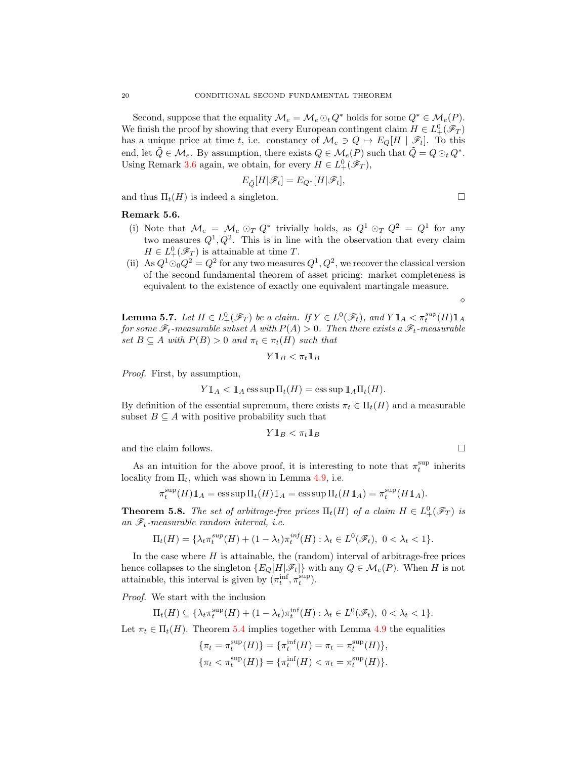Second, suppose that the equality $\mathcal{M}_e = \mathcal{M}_e \odot_t Q^*$ holds for some $Q^* \in \mathcal{M}_e(P)$. We finish the proof by showing that every European contingent claim $H \in L^0_+(\mathscr{F}_T)$ has a unique price at time $t$, i.e. constancy of $\mathcal{M}_e \ni Q \mapsto E_Q[H \mid \mathscr{F}_t]$. To this end, let $\tilde{Q} \in \mathcal{M}_e$. By assumption, there exists $Q \in \mathcal{M}_e(P)$ such that $\tilde{Q} = Q \odot_t Q^*$. Using Remark 3.6 again, we obtain, for every $H \in L^0_+(\mathscr{F}_T)$,

$$E_{\tilde{Q}}[H|\mathscr{F}_t] = E_{Q^*}[H|\mathscr{F}_t],$$

and thus $\Pi_t(H)$ is indeed a singleton. □

**Remark 5.6.**

(i) Note that $\mathcal{M}_e = \mathcal{M}_e \odot_T Q^*$ trivially holds, as $Q^1 \odot_T Q^2 = Q^1$ for any two measures $Q^1, Q^2$. This is in line with the observation that every claim $H \in L^0_+(\mathscr{F}_T)$ is attainable at time $T$.

(ii) As $Q^1 \odot_0 Q^2 = Q^2$ for any two measures $Q^1, Q^2$, we recover the classical version of the second fundamental theorem of asset pricing: market completeness is equivalent to the existence of exactly one equivalent martingale measure.

⋄

**Lemma 5.7.** *Let $H \in L^0_+(\mathscr{F}_T)$ be a claim. If $Y \in L^0(\mathscr{F}_t)$, and $Y\mathbb{1}_A < \pi_t^{sup}(H)\mathbb{1}_A$ for some $\mathscr{F}_t$-measurable subset $A$ with $P(A) > 0$. Then there exists a $\mathscr{F}_t$-measurable set $B \subseteq A$ with $P(B) > 0$ and $\pi_t \in \pi_t(H)$ such that*

$$Y\mathbb{1}_B < \pi_t \mathbb{1}_B$$

*Proof.* First, by assumption,

$$Y\mathbb{1}_A < \mathbb{1}_A \operatorname{ess\,sup} \Pi_t(H) = \operatorname{ess\,sup} \mathbb{1}_A \Pi_t(H).$$

By definition of the essential supremum, there exists $\pi_t \in \Pi_t(H)$ and a measurable subset $B \subseteq A$ with positive probability such that

$$Y\mathbb{1}_B < \pi_t \mathbb{1}_B$$

and the claim follows. □

As an intuition for the above proof, it is interesting to note that $\pi_t^{\sup}$ inherits locality from $\Pi_t$, which was shown in Lemma 4.9, i.e.

$$\pi_t^{\sup}(H)\mathbb{1}_A = \operatorname{ess\,sup} \Pi_t(H)\mathbb{1}_A = \operatorname{ess\,sup} \Pi_t(H\mathbb{1}_A) = \pi_t^{\sup}(H\mathbb{1}_A).$$

**Theorem 5.8.** *The set of arbitrage-free prices $\Pi_t(H)$ of a claim $H \in L^0_+(\mathscr{F}_T)$ is an $\mathscr{F}_t$-measurable random interval, i.e.*

$$\Pi_t(H) = \{\lambda_t \pi_t^{sup}(H) + (1 - \lambda_t)\pi_t^{inf}(H) : \lambda_t \in L^0(\mathscr{F}_t),\ 0 < \lambda_t < 1\}.$$

In the case where $H$ is attainable, the (random) interval of arbitrage-free prices hence collapses to the singleton $\{E_Q[H|\mathscr{F}_t]\}$ with any $Q \in \mathcal{M}_e(P)$. When $H$ is not attainable, this interval is given by $(\pi_t^{\inf}, \pi_t^{\sup})$.

*Proof.* We start with the inclusion

$$\Pi_t(H) \subseteq \{\lambda_t \pi_t^{\sup}(H) + (1 - \lambda_t)\pi_t^{\inf}(H) : \lambda_t \in L^0(\mathscr{F}_t),\ 0 < \lambda_t < 1\}.$$

Let $\pi_t \in \Pi_t(H)$. Theorem 5.4 implies together with Lemma 4.9 the equalities

$$\{\pi_t = \pi_t^{\sup}(H)\} = \{\pi_t^{\inf}(H) = \pi_t = \pi_t^{\sup}(H)\},$$

$$\{\pi_t < \pi_t^{\sup}(H)\} = \{\pi_t^{\inf}(H) < \pi_t = \pi_t^{\sup}(H)\}.$$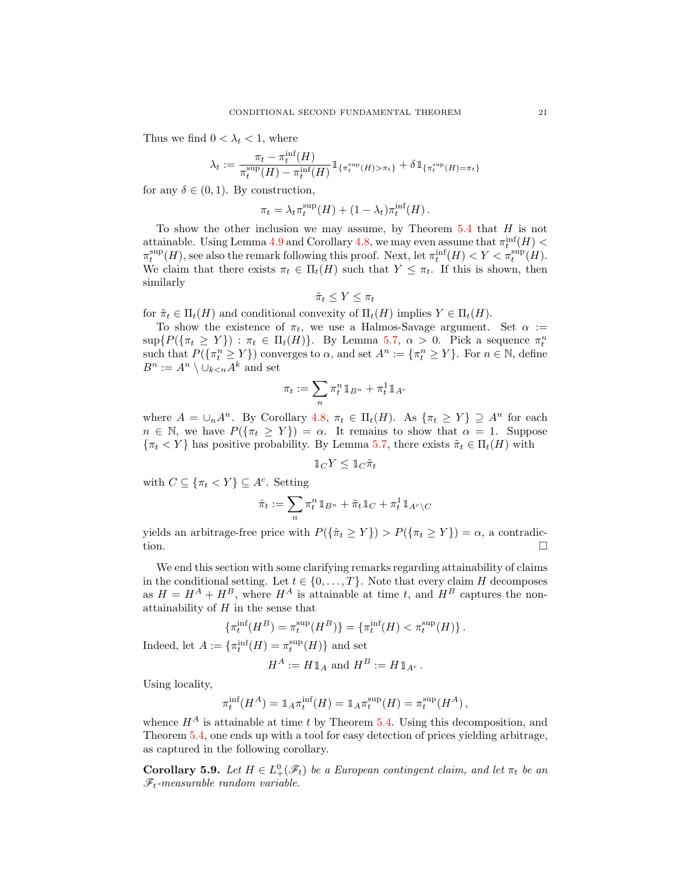Thus we find $0 < \lambda_t < 1$, where

$$\lambda_t := \frac{\pi_t - \pi_t^{\inf}(H)}{\pi_t^{\sup}(H) - \pi_t^{\inf}(H)} \mathbb{1}_{\{\pi_t^{\sup}(H) > \pi_t\}} + \delta \mathbb{1}_{\{\pi_t^{\sup}(H) = \pi_t\}}$$

for any $\delta \in (0,1)$. By construction,

$$\pi_t = \lambda_t \pi_t^{\sup}(H) + (1 - \lambda_t) \pi_t^{\inf}(H) .$$

To show the other inclusion we may assume, by Theorem 5.4 that $H$ is not attainable. Using Lemma 4.9 and Corollary 4.8, we may even assume that $\pi_t^{\inf}(H) < \pi_t^{\sup}(H)$, see also the remark following this proof. Next, let $\pi_t^{\inf}(H) < Y < \pi_t^{\sup}(H)$. We claim that there exists $\pi_t \in \Pi_t(H)$ such that $Y \le \pi_t$. If this is shown, then similarly

$$\tilde{\pi}_t \le Y \le \pi_t$$

for $\tilde{\pi}_t \in \Pi_t(H)$ and conditional convexity of $\Pi_t(H)$ implies $Y \in \Pi_t(H)$.

To show the existence of $\pi_t$, we use a Halmos-Savage argument. Set $\alpha := \sup\{P(\{\pi_t \ge Y\}) : \pi_t \in \Pi_t(H)\}$. By Lemma 5.7, $\alpha > 0$. Pick a sequence $\pi_t^n$ such that $P(\{\pi_t^n \ge Y\})$ converges to $\alpha$, and set $A^n := \{\pi_t^n \ge Y\}$. For $n \in \mathbb{N}$, define $B^n := A^n \setminus \cup_{k<n} A^k$ and set

$$\pi_t := \sum_n \pi_t^n \mathbb{1}_{B^n} + \pi_t^1 \mathbb{1}_{A^c}$$

where $A = \cup_n A^n$. By Corollary 4.8, $\pi_t \in \Pi_t(H)$. As $\{\pi_t \ge Y\} \supseteq A^n$ for each $n \in \mathbb{N}$, we have $P(\{\pi_t \ge Y\}) = \alpha$. It remains to show that $\alpha = 1$. Suppose $\{\pi_t < Y\}$ has positive probability. By Lemma 5.7, there exists $\tilde{\pi}_t \in \Pi_t(H)$ with

$$\mathbb{1}_C Y \le \mathbb{1}_C \tilde{\pi}_t$$

with $C \subseteq \{\pi_t < Y\} \subseteq A^c$. Setting

$$\hat{\pi}_t := \sum_n \pi_t^n \mathbb{1}_{B^n} + \tilde{\pi}_t \mathbb{1}_C + \pi_t^1 \mathbb{1}_{A^c \setminus C}$$

yields an arbitrage-free price with $P(\{\hat{\pi}_t \ge Y\}) > P(\{\pi_t \ge Y\}) = \alpha$, a contradiction. $\square$

We end this section with some clarifying remarks regarding attainability of claims in the conditional setting. Let $t \in \{0, \dots, T\}$. Note that every claim $H$ decomposes as $H = H^A + H^B$, where $H^A$ is attainable at time $t$, and $H^B$ captures the non-attainability of $H$ in the sense that

$$\{\pi_t^{\inf}(H^B) = \pi_t^{\sup}(H^B)\} = \{\pi_t^{\inf}(H) < \pi_t^{\sup}(H)\} .$$

Indeed, let $A := \{\pi_t^{\inf}(H) = \pi_t^{\sup}(H)\}$ and set

$$H^A := H \mathbb{1}_A \text{ and } H^B := H \mathbb{1}_{A^c} .$$

Using locality,

$$\pi_t^{\inf}(H^A) = \mathbb{1}_A \pi_t^{\inf}(H) = \mathbb{1}_A \pi_t^{\sup}(H) = \pi_t^{\sup}(H^A) ,$$

whence $H^A$ is attainable at time $t$ by Theorem 5.4. Using this decomposition, and Theorem 5.4, one ends up with a tool for easy detection of prices yielding arbitrage, as captured in the following corollary.

**Corollary 5.9.** *Let $H \in L_+^0(\mathscr{F}_t)$ be a European contingent claim, and let $\pi_t$ be an $\mathscr{F}_t$-measurable random variable.*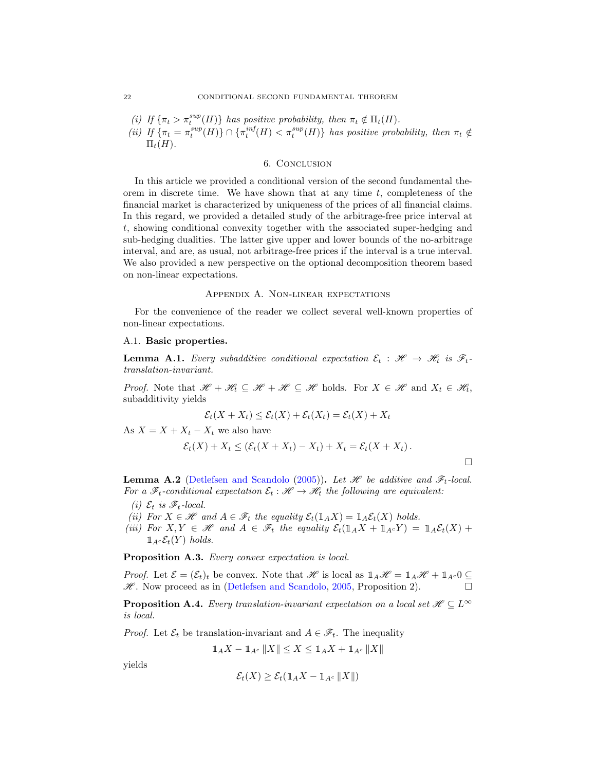(i) *If* $\{\pi_t > \pi_t^{sup}(H)\}$ *has positive probability, then* $\pi_t \notin \Pi_t(H)$.

(ii) *If* $\{\pi_t = \pi_t^{sup}(H)\} \cap \{\pi_t^{inf}(H) < \pi_t^{sup}(H)\}$ *has positive probability, then* $\pi_t \notin \Pi_t(H)$.

## 6. Conclusion

In this article we provided a conditional version of the second fundamental theorem in discrete time. We have shown that at any time $t$, completeness of the financial market is characterized by uniqueness of the prices of all financial claims. In this regard, we provided a detailed study of the arbitrage-free price interval at $t$, showing conditional convexity together with the associated super-hedging and sub-hedging dualities. The latter give upper and lower bounds of the no-arbitrage interval, and are, as usual, not arbitrage-free prices if the interval is a true interval. We also provided a new perspective on the optional decomposition theorem based on non-linear expectations.

## Appendix A. Non-linear expectations

For the convenience of the reader we collect several well-known properties of non-linear expectations.

### A.1. Basic properties.

**Lemma A.1.** *Every subadditive conditional expectation* $\mathcal{E}_t : \mathscr{H} \to \mathscr{H}_t$ *is* $\mathscr{F}_t$*-translation-invariant.*

*Proof.* Note that $\mathscr{H} + \mathscr{H}_t \subseteq \mathscr{H} + \mathscr{H} \subseteq \mathscr{H}$ holds. For $X \in \mathscr{H}$ and $X_t \in \mathscr{H}_t$, subadditivity yields

$$\mathcal{E}_t(X + X_t) \leq \mathcal{E}_t(X) + \mathcal{E}_t(X_t) = \mathcal{E}_t(X) + X_t$$

As $X = X + X_t - X_t$ we also have

$$\mathcal{E}_t(X) + X_t \leq (\mathcal{E}_t(X + X_t) - X_t) + X_t = \mathcal{E}_t(X + X_t).$$

□

**Lemma A.2** (Detlefsen and Scandolo (2005))**.** *Let* $\mathscr{H}$ *be additive and* $\mathscr{F}_t$*-local. For a* $\mathscr{F}_t$*-conditional expectation* $\mathcal{E}_t : \mathscr{H} \to \mathscr{H}_t$ *the following are equivalent:*

(i) $\mathcal{E}_t$ *is* $\mathscr{F}_t$*-local.*

(ii) *For* $X \in \mathscr{H}$ *and* $A \in \mathscr{F}_t$ *the equality* $\mathcal{E}_t(\mathbb{1}_A X) = \mathbb{1}_A \mathcal{E}_t(X)$ *holds.*

(iii) *For* $X, Y \in \mathscr{H}$ *and* $A \in \mathscr{F}_t$ *the equality* $\mathcal{E}_t(\mathbb{1}_A X + \mathbb{1}_{A^c} Y) = \mathbb{1}_A \mathcal{E}_t(X) + \mathbb{1}_{A^c} \mathcal{E}_t(Y)$ *holds.*

**Proposition A.3.** *Every convex expectation is local.*

*Proof.* Let $\mathcal{E} = (\mathcal{E}_t)_t$ be convex. Note that $\mathscr{H}$ is local as $\mathbb{1}_A \mathscr{H} = \mathbb{1}_A \mathscr{H} + \mathbb{1}_{A^c} 0 \subseteq \mathscr{H}$. Now proceed as in (Detlefsen and Scandolo, 2005, Proposition 2). □

**Proposition A.4.** *Every translation-invariant expectation on a local set* $\mathscr{H} \subseteq L^\infty$ *is local.*

*Proof.* Let $\mathcal{E}_t$ be translation-invariant and $A \in \mathscr{F}_t$. The inequality

$$\mathbb{1}_A X - \mathbb{1}_{A^c} \|X\| \leq X \leq \mathbb{1}_A X + \mathbb{1}_{A^c} \|X\|$$

yields

$$\mathcal{E}_t(X) \geq \mathcal{E}_t(\mathbb{1}_A X - \mathbb{1}_{A^c} \|X\|)$$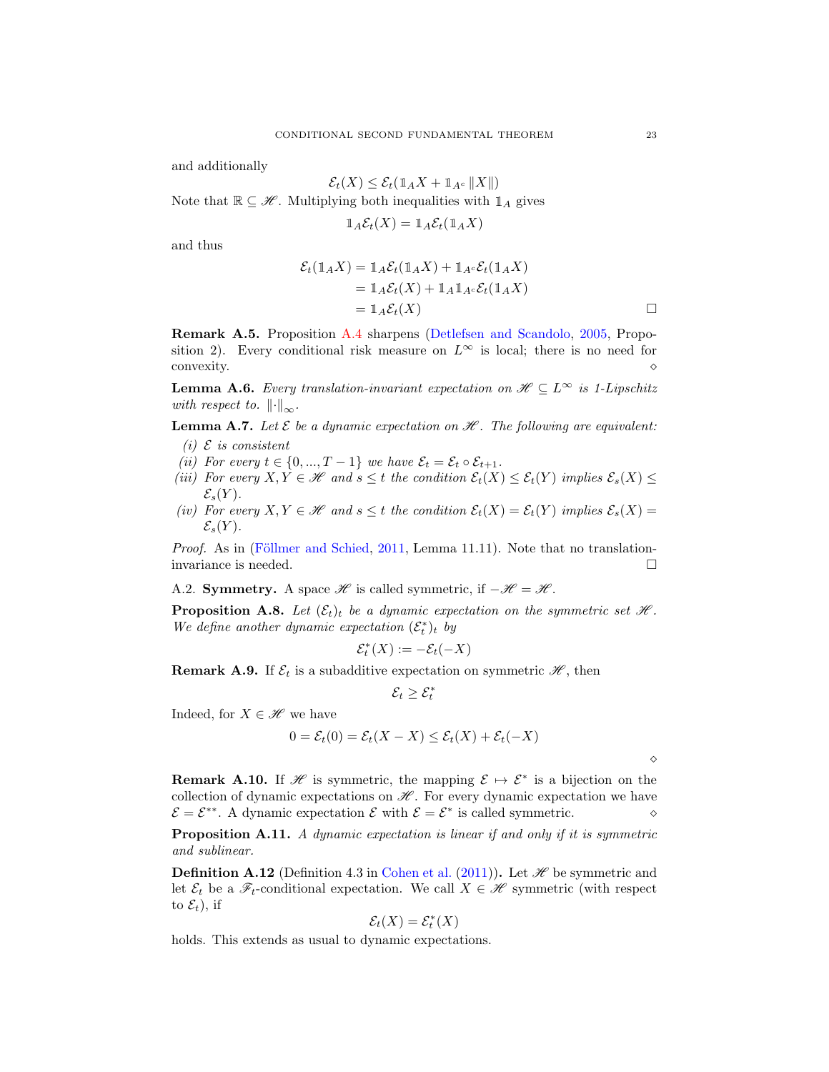and additionally

$$\mathcal{E}_t(X) \leq \mathcal{E}_t(\mathbb{1}_A X + \mathbb{1}_{A^c} \|X\|)$$

Note that $\mathbb{R} \subseteq \mathscr{H}$. Multiplying both inequalities with $\mathbb{1}_A$ gives

$$\mathbb{1}_A \mathcal{E}_t(X) = \mathbb{1}_A \mathcal{E}_t(\mathbb{1}_A X)$$

and thus

$$\begin{aligned}
\mathcal{E}_t(\mathbb{1}_A X) &= \mathbb{1}_A \mathcal{E}_t(\mathbb{1}_A X) + \mathbb{1}_{A^c} \mathcal{E}_t(\mathbb{1}_A X) \\
&= \mathbb{1}_A \mathcal{E}_t(X) + \mathbb{1}_A \mathbb{1}_{A^c} \mathcal{E}_t(\mathbb{1}_A X) \\
&= \mathbb{1}_A \mathcal{E}_t(X)
\end{aligned}$$

□

**Remark A.5.** Proposition A.4 sharpens (Detlefsen and Scandolo, 2005, Proposition 2). Every conditional risk measure on $L^\infty$ is local; there is no need for convexity. ⋄

**Lemma A.6.** *Every translation-invariant expectation on $\mathscr{H} \subseteq L^\infty$ is 1-Lipschitz with respect to. $\|\cdot\|_\infty$.*

**Lemma A.7.** *Let $\mathcal{E}$ be a dynamic expectation on $\mathscr{H}$. The following are equivalent:*

- *(i) $\mathcal{E}$ is consistent*
- *(ii) For every $t \in \{0, ..., T-1\}$ we have $\mathcal{E}_t = \mathcal{E}_t \circ \mathcal{E}_{t+1}$.*
- *(iii) For every $X, Y \in \mathscr{H}$ and $s \leq t$ the condition $\mathcal{E}_t(X) \leq \mathcal{E}_t(Y)$ implies $\mathcal{E}_s(X) \leq \mathcal{E}_s(Y)$.*
- *(iv) For every $X, Y \in \mathscr{H}$ and $s \leq t$ the condition $\mathcal{E}_t(X) = \mathcal{E}_t(Y)$ implies $\mathcal{E}_s(X) = \mathcal{E}_s(Y)$.*

*Proof.* As in (Föllmer and Schied, 2011, Lemma 11.11). Note that no translation-invariance is needed. □

A.2. **Symmetry.** A space $\mathscr{H}$ is called symmetric, if $-\mathscr{H} = \mathscr{H}$.

**Proposition A.8.** *Let $(\mathcal{E}_t)_t$ be a dynamic expectation on the symmetric set $\mathscr{H}$. We define another dynamic expectation $(\mathcal{E}_t^*)_t$ by*

$$\mathcal{E}_t^*(X) := -\mathcal{E}_t(-X)$$

**Remark A.9.** If $\mathcal{E}_t$ is a subadditive expectation on symmetric $\mathscr{H}$, then

$$\mathcal{E}_t \geq \mathcal{E}_t^*$$

Indeed, for $X \in \mathscr{H}$ we have

$$0 = \mathcal{E}_t(0) = \mathcal{E}_t(X - X) \leq \mathcal{E}_t(X) + \mathcal{E}_t(-X)$$

⋄

**Remark A.10.** If $\mathscr{H}$ is symmetric, the mapping $\mathcal{E} \mapsto \mathcal{E}^*$ is a bijection on the collection of dynamic expectations on $\mathscr{H}$. For every dynamic expectation we have $\mathcal{E} = \mathcal{E}^{**}$. A dynamic expectation $\mathcal{E}$ with $\mathcal{E} = \mathcal{E}^*$ is called symmetric. ⋄

**Proposition A.11.** *A dynamic expectation is linear if and only if it is symmetric and sublinear.*

**Definition A.12** (Definition 4.3 in Cohen et al. (2011))**.** Let $\mathscr{H}$ be symmetric and let $\mathcal{E}_t$ be a $\mathscr{F}_t$-conditional expectation. We call $X \in \mathscr{H}$ symmetric (with respect to $\mathcal{E}_t$), if

$$\mathcal{E}_t(X) = \mathcal{E}_t^*(X)$$

holds. This extends as usual to dynamic expectations.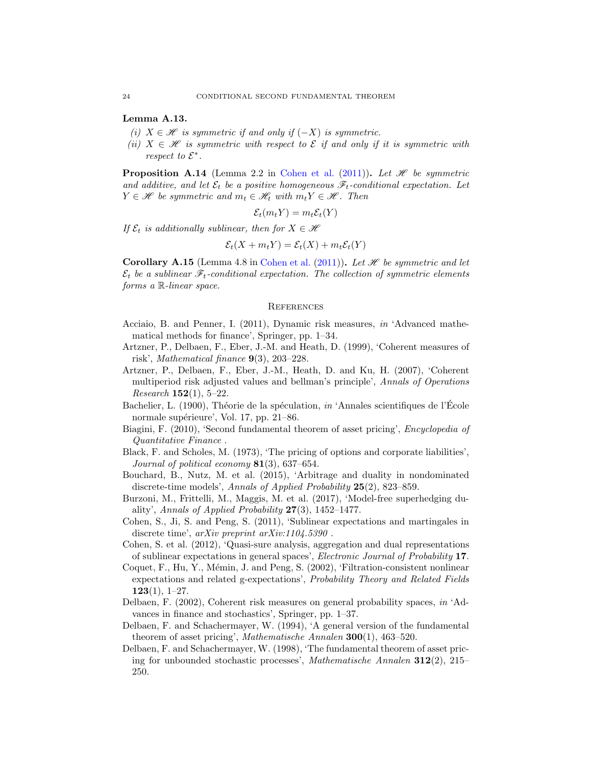**Lemma A.13.**

(i) $X \in \mathscr{H}$ *is symmetric if and only if* $(-X)$ *is symmetric.*

(ii) $X \in \mathscr{H}$ *is symmetric with respect to* $\mathcal{E}$ *if and only if it is symmetric with respect to* $\mathcal{E}^*$.

**Proposition A.14** (Lemma 2.2 in Cohen et al. (2011))**.** *Let* $\mathscr{H}$ *be symmetric and additive, and let* $\mathcal{E}_t$ *be a positive homogeneous* $\mathscr{F}_t$*-conditional expectation. Let* $Y \in \mathscr{H}$ *be symmetric and* $m_t \in \mathscr{H}_t$ *with* $m_t Y \in \mathscr{H}$. *Then*

$$\mathcal{E}_t(m_t Y) = m_t \mathcal{E}_t(Y)$$

*If* $\mathcal{E}_t$ *is additionally sublinear, then for* $X \in \mathscr{H}$

$$\mathcal{E}_t(X + m_t Y) = \mathcal{E}_t(X) + m_t \mathcal{E}_t(Y)$$

**Corollary A.15** (Lemma 4.8 in Cohen et al. (2011))**.** *Let* $\mathscr{H}$ *be symmetric and let* $\mathcal{E}_t$ *be a sublinear* $\mathscr{F}_t$*-conditional expectation. The collection of symmetric elements forms a* $\mathbb{R}$*-linear space.*

## References

Acciaio, B. and Penner, I. (2011), Dynamic risk measures, *in* 'Advanced mathematical methods for finance', Springer, pp. 1–34.

Artzner, P., Delbaen, F., Eber, J.-M. and Heath, D. (1999), 'Coherent measures of risk', *Mathematical finance* **9**(3), 203–228.

Artzner, P., Delbaen, F., Eber, J.-M., Heath, D. and Ku, H. (2007), 'Coherent multiperiod risk adjusted values and bellman's principle', *Annals of Operations Research* **152**(1), 5–22.

Bachelier, L. (1900), Théorie de la spéculation, *in* 'Annales scientifiques de l'École normale supérieure', Vol. 17, pp. 21–86.

Biagini, F. (2010), 'Second fundamental theorem of asset pricing', *Encyclopedia of Quantitative Finance* .

Black, F. and Scholes, M. (1973), 'The pricing of options and corporate liabilities', *Journal of political economy* **81**(3), 637–654.

Bouchard, B., Nutz, M. et al. (2015), 'Arbitrage and duality in nondominated discrete-time models', *Annals of Applied Probability* **25**(2), 823–859.

Burzoni, M., Frittelli, M., Maggis, M. et al. (2017), 'Model-free superhedging duality', *Annals of Applied Probability* **27**(3), 1452–1477.

Cohen, S., Ji, S. and Peng, S. (2011), 'Sublinear expectations and martingales in discrete time', *arXiv preprint arXiv:1104.5390* .

Cohen, S. et al. (2012), 'Quasi-sure analysis, aggregation and dual representations of sublinear expectations in general spaces', *Electronic Journal of Probability* **17**.

Coquet, F., Hu, Y., Mémin, J. and Peng, S. (2002), 'Filtration-consistent nonlinear expectations and related g-expectations', *Probability Theory and Related Fields* **123**(1), 1–27.

Delbaen, F. (2002), Coherent risk measures on general probability spaces, *in* 'Advances in finance and stochastics', Springer, pp. 1–37.

Delbaen, F. and Schachermayer, W. (1994), 'A general version of the fundamental theorem of asset pricing', *Mathematische Annalen* **300**(1), 463–520.

Delbaen, F. and Schachermayer, W. (1998), 'The fundamental theorem of asset pricing for unbounded stochastic processes', *Mathematische Annalen* **312**(2), 215–250.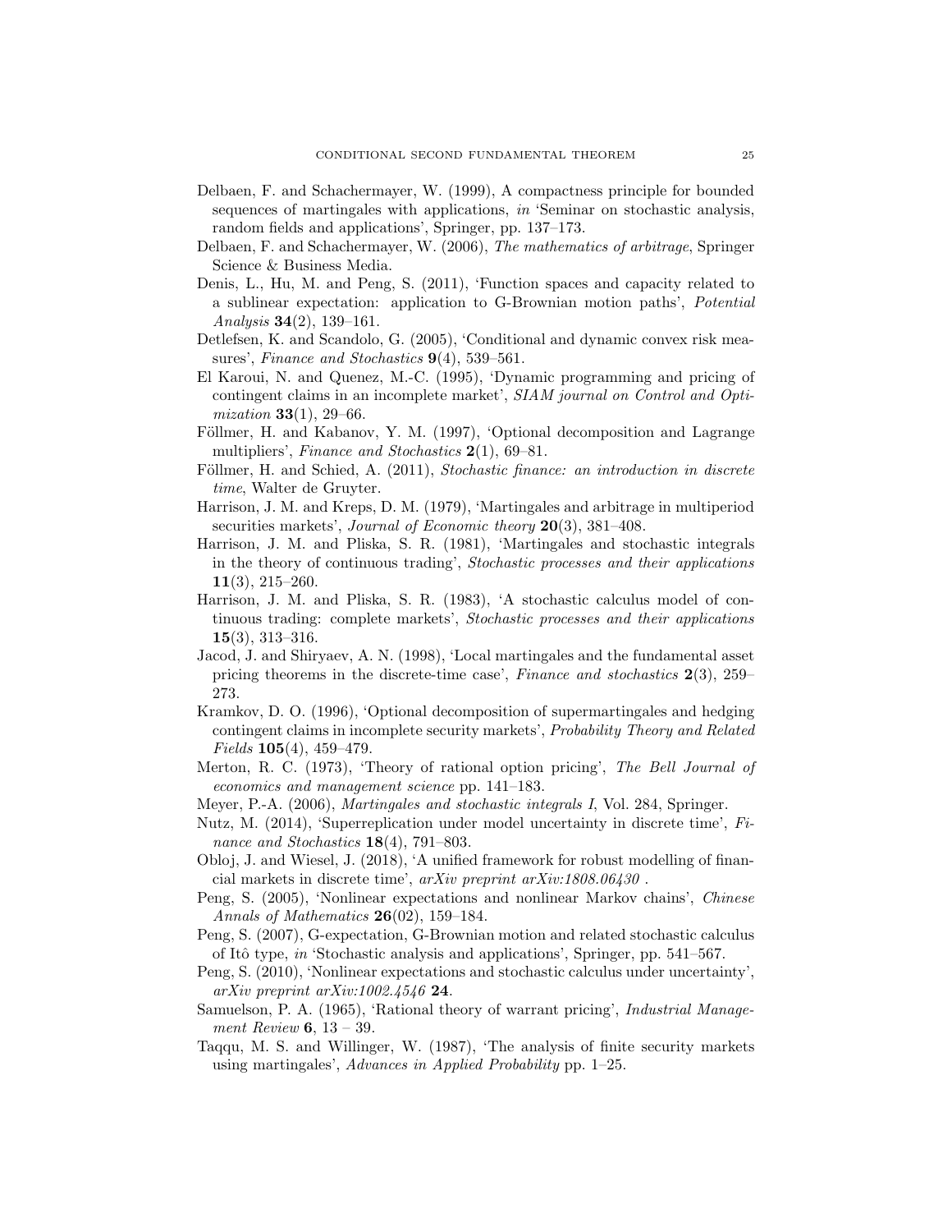Delbaen, F. and Schachermayer, W. (1999), A compactness principle for bounded sequences of martingales with applications, *in* 'Seminar on stochastic analysis, random fields and applications', Springer, pp. 137–173.

Delbaen, F. and Schachermayer, W. (2006), *The mathematics of arbitrage*, Springer Science & Business Media.

Denis, L., Hu, M. and Peng, S. (2011), 'Function spaces and capacity related to a sublinear expectation: application to G-Brownian motion paths', *Potential Analysis* **34**(2), 139–161.

Detlefsen, K. and Scandolo, G. (2005), 'Conditional and dynamic convex risk measures', *Finance and Stochastics* **9**(4), 539–561.

El Karoui, N. and Quenez, M.-C. (1995), 'Dynamic programming and pricing of contingent claims in an incomplete market', *SIAM journal on Control and Optimization* **33**(1), 29–66.

Föllmer, H. and Kabanov, Y. M. (1997), 'Optional decomposition and Lagrange multipliers', *Finance and Stochastics* **2**(1), 69–81.

Föllmer, H. and Schied, A. (2011), *Stochastic finance: an introduction in discrete time*, Walter de Gruyter.

Harrison, J. M. and Kreps, D. M. (1979), 'Martingales and arbitrage in multiperiod securities markets', *Journal of Economic theory* **20**(3), 381–408.

Harrison, J. M. and Pliska, S. R. (1981), 'Martingales and stochastic integrals in the theory of continuous trading', *Stochastic processes and their applications* **11**(3), 215–260.

Harrison, J. M. and Pliska, S. R. (1983), 'A stochastic calculus model of continuous trading: complete markets', *Stochastic processes and their applications* **15**(3), 313–316.

Jacod, J. and Shiryaev, A. N. (1998), 'Local martingales and the fundamental asset pricing theorems in the discrete-time case', *Finance and stochastics* **2**(3), 259–273.

Kramkov, D. O. (1996), 'Optional decomposition of supermartingales and hedging contingent claims in incomplete security markets', *Probability Theory and Related Fields* **105**(4), 459–479.

Merton, R. C. (1973), 'Theory of rational option pricing', *The Bell Journal of economics and management science* pp. 141–183.

Meyer, P.-A. (2006), *Martingales and stochastic integrals I*, Vol. 284, Springer.

Nutz, M. (2014), 'Superreplication under model uncertainty in discrete time', *Finance and Stochastics* **18**(4), 791–803.

Obloj, J. and Wiesel, J. (2018), 'A unified framework for robust modelling of financial markets in discrete time', *arXiv preprint arXiv:1808.06430* .

Peng, S. (2005), 'Nonlinear expectations and nonlinear Markov chains', *Chinese Annals of Mathematics* **26**(02), 159–184.

Peng, S. (2007), G-expectation, G-Brownian motion and related stochastic calculus of Itô type, *in* 'Stochastic analysis and applications', Springer, pp. 541–567.

Peng, S. (2010), 'Nonlinear expectations and stochastic calculus under uncertainty', *arXiv preprint arXiv:1002.4546* **24**.

Samuelson, P. A. (1965), 'Rational theory of warrant pricing', *Industrial Management Review* **6**, 13 – 39.

Taqqu, M. S. and Willinger, W. (1987), 'The analysis of finite security markets using martingales', *Advances in Applied Probability* pp. 1–25.